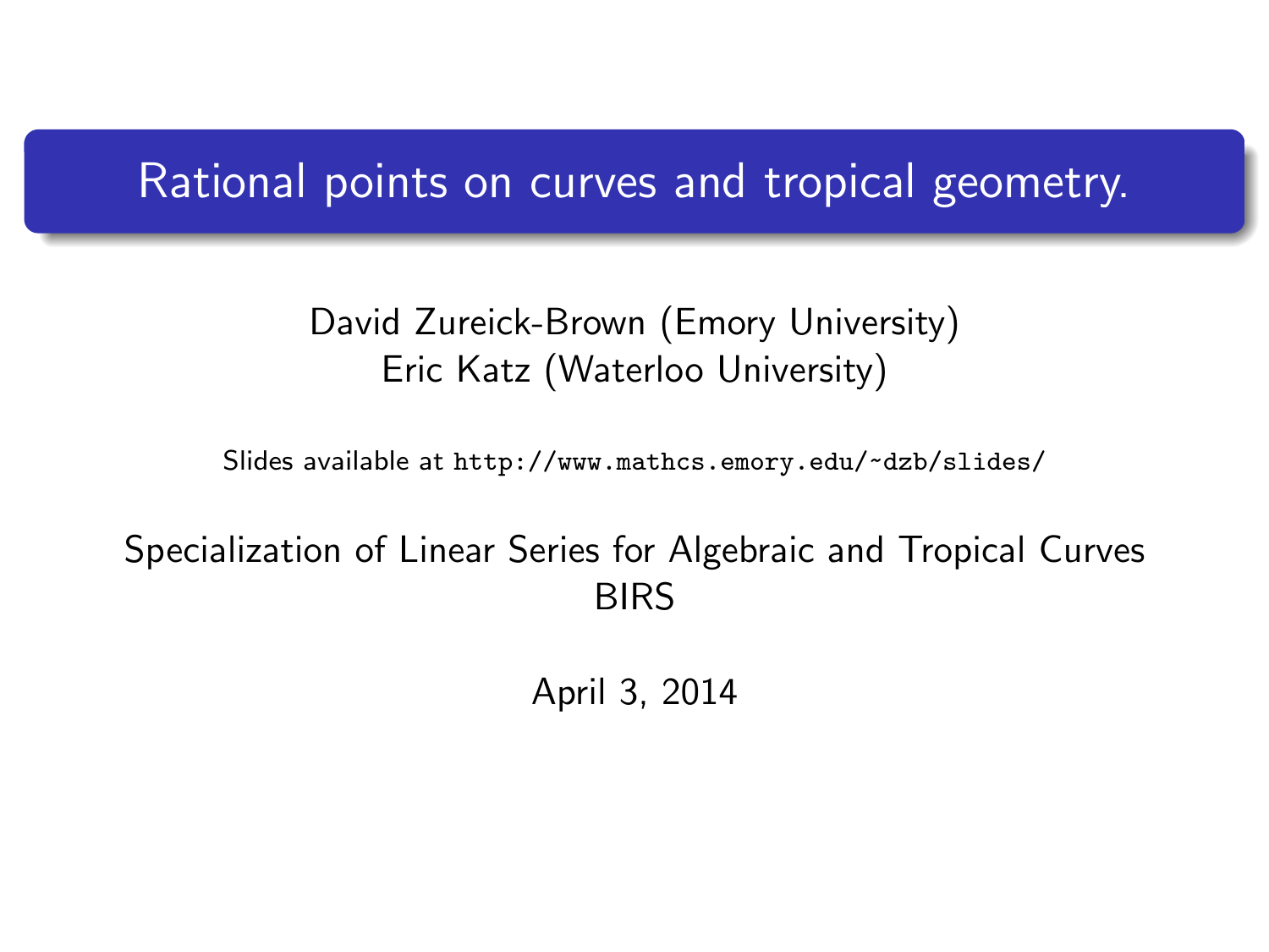# Rational points on curves and tropical geometry.

David Zureick-Brown (Emory University)
Eric Katz (Waterloo University)

Slides available at `http://www.mathcs.emory.edu/~dzb/slides/`

Specialization of Linear Series for Algebraic and Tropical Curves
BIRS

April 3, 2014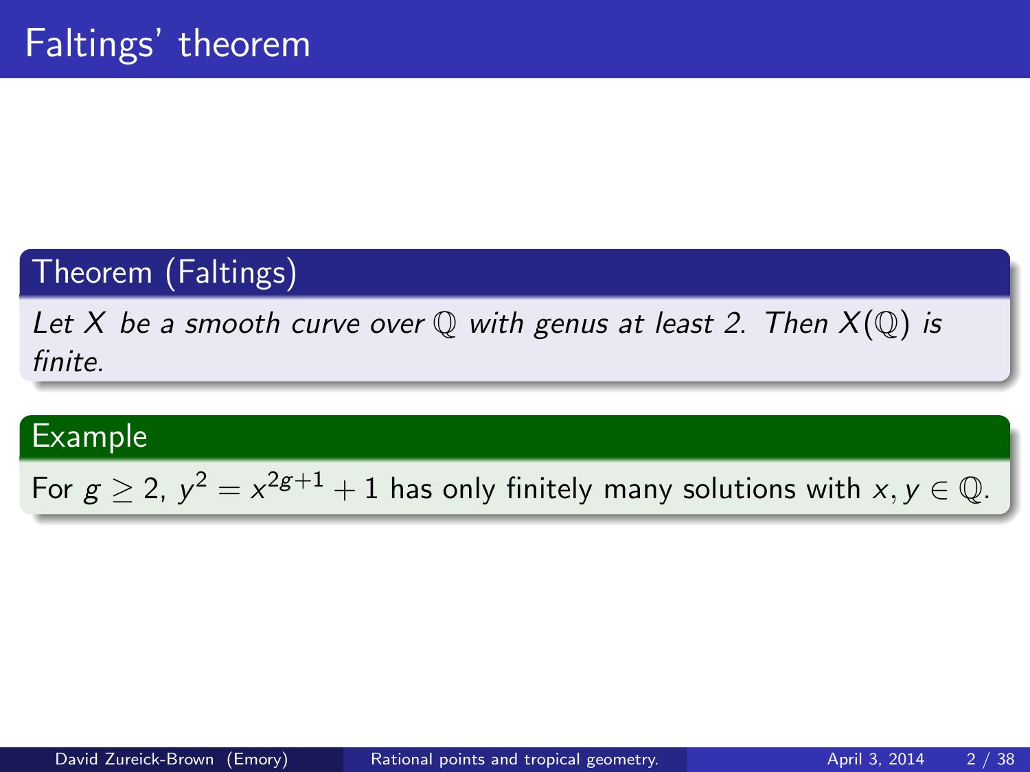# Faltings' theorem

**Theorem (Faltings)**

*Let $X$ be a smooth curve over $\mathbb{Q}$ with genus at least 2. Then $X(\mathbb{Q})$ is finite.*

**Example**

For $g \geq 2$, $y^2 = x^{2g+1} + 1$ has only finitely many solutions with $x, y \in \mathbb{Q}$.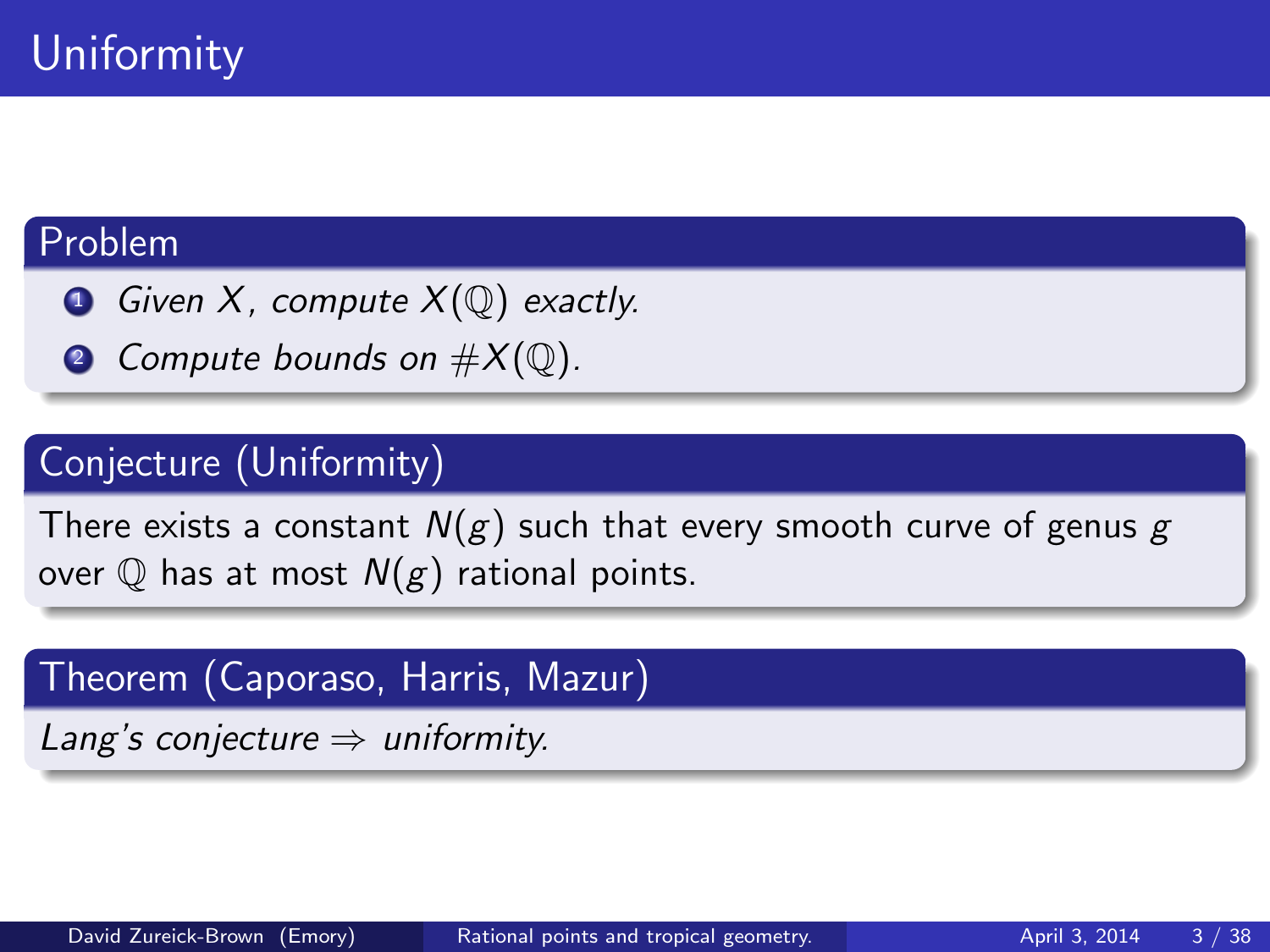# Uniformity

### Problem

1. *Given $X$, compute $X(\mathbb{Q})$ exactly.*
2. *Compute bounds on $\#X(\mathbb{Q})$.*

### Conjecture (Uniformity)

There exists a constant $N(g)$ such that every smooth curve of genus $g$ over $\mathbb{Q}$ has at most $N(g)$ rational points.

### Theorem (Caporaso, Harris, Mazur)

*Lang's conjecture $\Rightarrow$ uniformity.*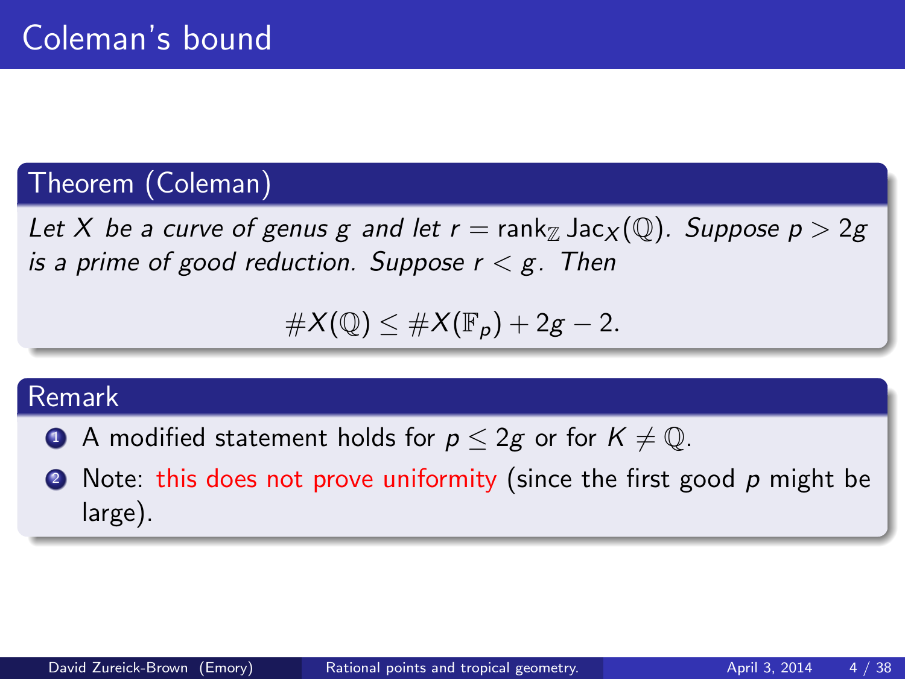# Coleman's bound

### Theorem (Coleman)

*Let $X$ be a curve of genus $g$ and let $r = \operatorname{rank}_{\mathbb{Z}} \operatorname{Jac}_X(\mathbb{Q})$. Suppose $p > 2g$ is a prime of good reduction. Suppose $r < g$. Then*

$$\#X(\mathbb{Q}) \leq \#X(\mathbb{F}_p) + 2g - 2.$$

### Remark

1. A modified statement holds for $p \leq 2g$ or for $K \neq \mathbb{Q}$.
2. Note: this does not prove uniformity (since the first good $p$ might be large).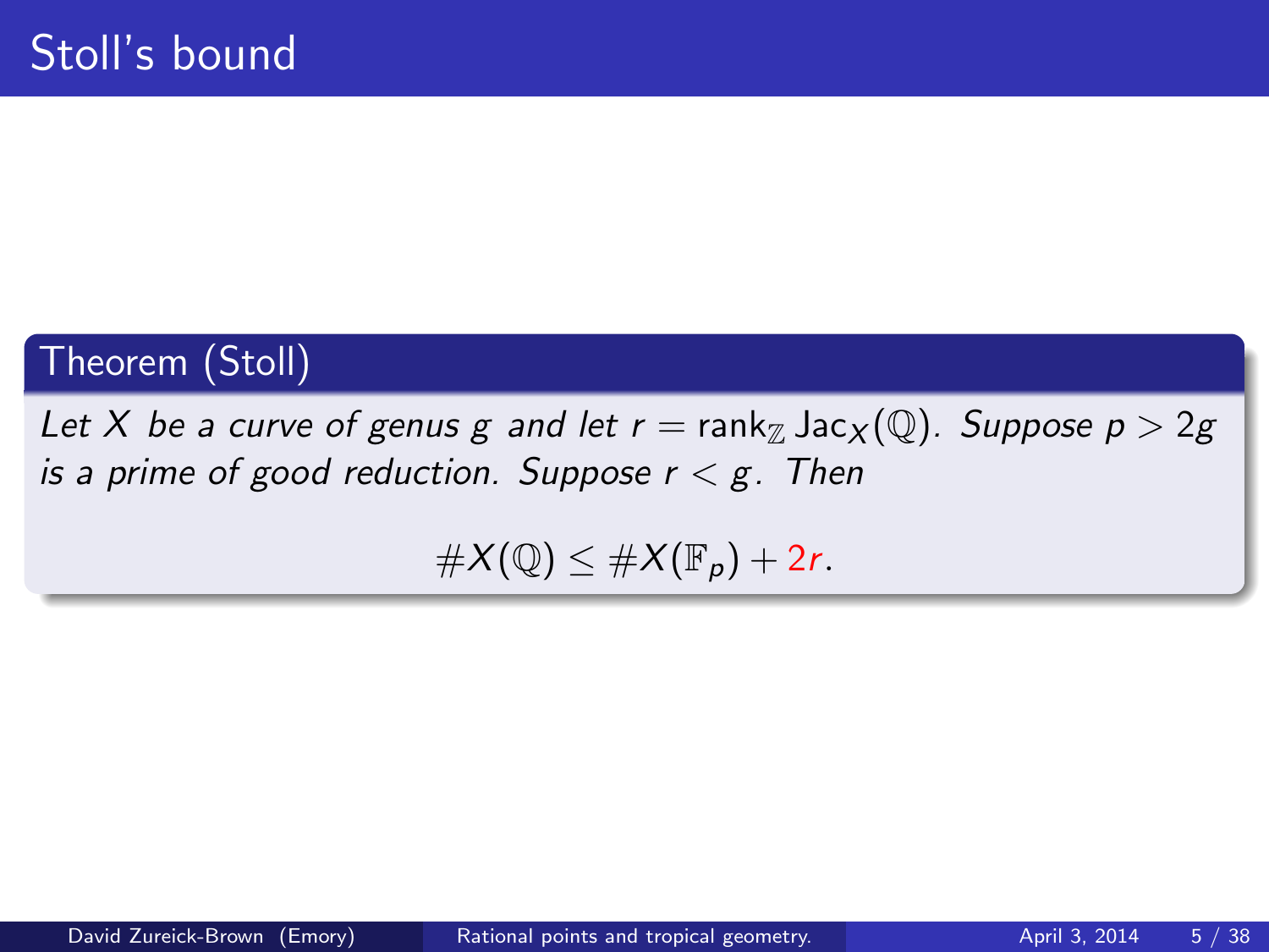# Stoll's bound

**Theorem (Stoll)**

*Let $X$ be a curve of genus $g$ and let $r = \operatorname{rank}_{\mathbb{Z}} \operatorname{Jac}_X(\mathbb{Q})$. Suppose $p > 2g$ is a prime of good reduction. Suppose $r < g$. Then*

$$\#X(\mathbb{Q}) \leq \#X(\mathbb{F}_p) + 2r.$$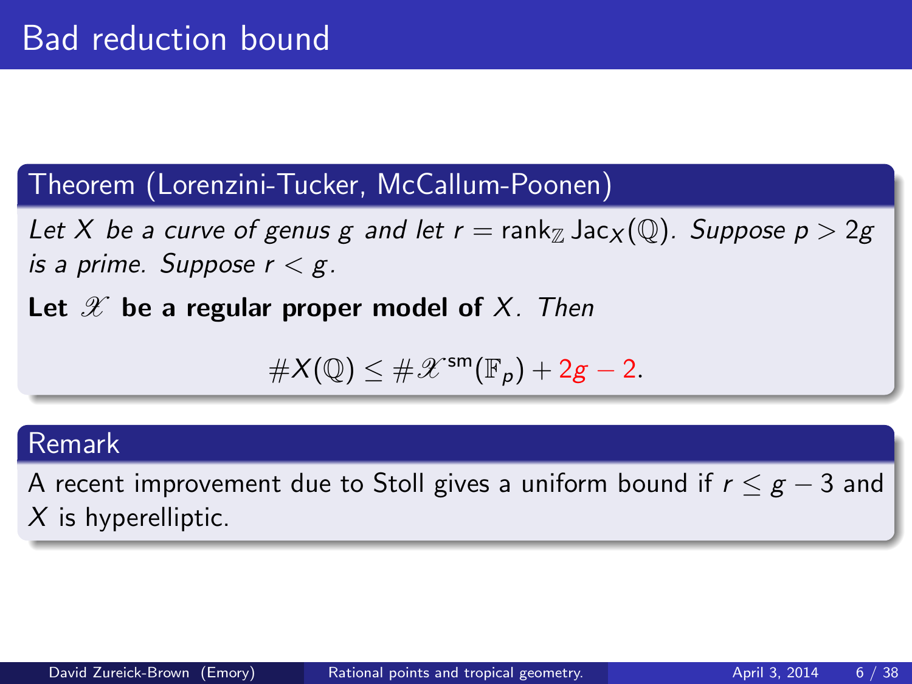# Bad reduction bound

**Theorem (Lorenzini-Tucker, McCallum-Poonen)**

*Let $X$ be a curve of genus $g$ and let $r = \operatorname{rank}_{\mathbb{Z}} \operatorname{Jac}_X(\mathbb{Q})$. Suppose $p > 2g$ is a prime. Suppose $r < g$.*

**Let $\mathscr{X}$ be a regular proper model of $X$.** *Then*

$$\#X(\mathbb{Q}) \leq \#\mathscr{X}^{\mathrm{sm}}(\mathbb{F}_p) + 2g - 2.$$

**Remark**

A recent improvement due to Stoll gives a uniform bound if $r \leq g - 3$ and $X$ is hyperelliptic.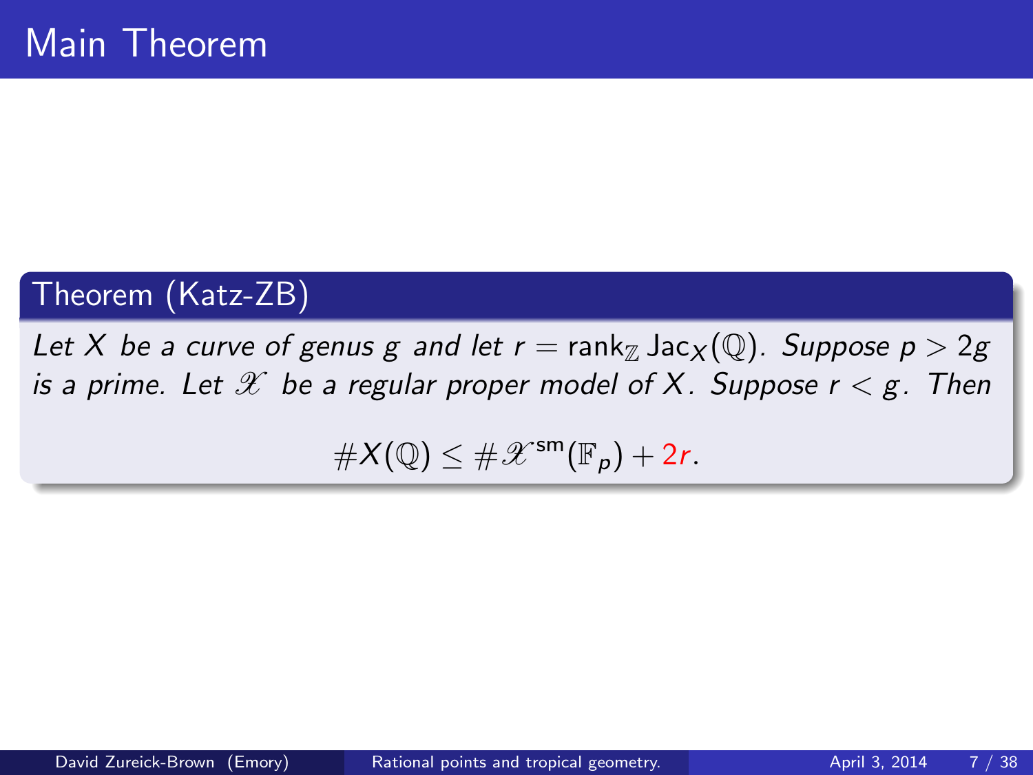# Main Theorem

**Theorem (Katz-ZB)**

*Let $X$ be a curve of genus $g$ and let $r = \operatorname{rank}_{\mathbb{Z}} \operatorname{Jac}_X(\mathbb{Q})$. Suppose $p > 2g$ is a prime. Let $\mathscr{X}$ be a regular proper model of $X$. Suppose $r < g$. Then*

$$\# X(\mathbb{Q}) \leq \# \mathscr{X}^{\mathrm{sm}}(\mathbb{F}_p) + 2r.$$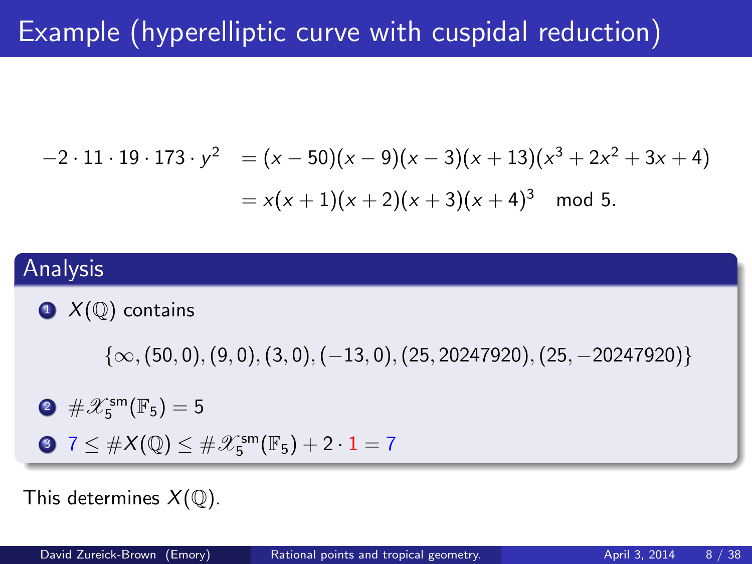# Example (hyperelliptic curve with cuspidal reduction)

$$
\begin{aligned}
-2 \cdot 11 \cdot 19 \cdot 173 \cdot y^2 &= (x-50)(x-9)(x-3)(x+13)(x^3+2x^2+3x+4) \\
&= x(x+1)(x+2)(x+3)(x+4)^3 \mod 5.
\end{aligned}
$$

## Analysis

1. $X(\mathbb{Q})$ contains

$$\{\infty, (50,0), (9,0), (3,0), (-13,0), (25, 20247920), (25, -20247920)\}$$

2. $\#\mathscr{X}_5^{\mathrm{sm}}(\mathbb{F}_5) = 5$
3. $7 \leq \#X(\mathbb{Q}) \leq \#\mathscr{X}_5^{\mathrm{sm}}(\mathbb{F}_5) + 2 \cdot 1 = 7$

This determines $X(\mathbb{Q})$.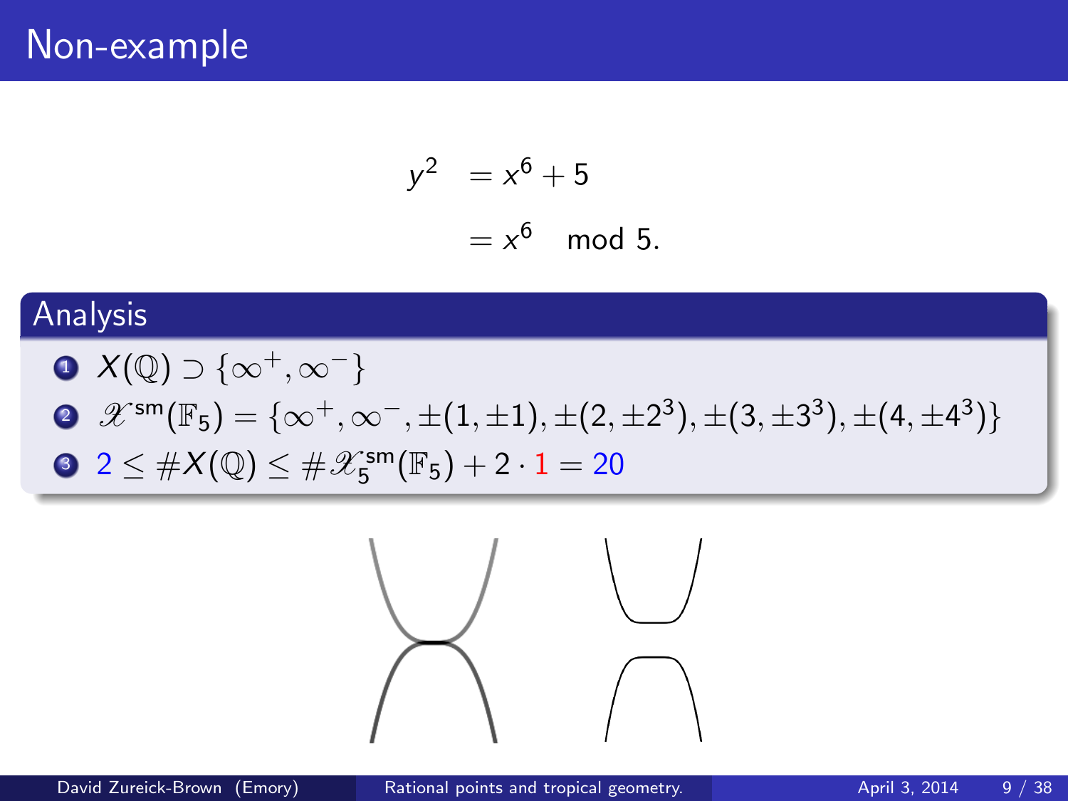# Non-example

$$
\begin{aligned}
y^2 &= x^6 + 5 \\
&= x^6 \mod 5.
\end{aligned}
$$

## Analysis

1. $X(\mathbb{Q}) \supset \{\infty^+, \infty^-\}$
2. $\mathscr{X}^{\mathrm{sm}}(\mathbb{F}_5) = \{\infty^+, \infty^-, \pm(1, \pm 1), \pm(2, \pm 2^3), \pm(3, \pm 3^3), \pm(4, \pm 4^3)\}$
3. $2 \leq \# X(\mathbb{Q}) \leq \# \mathscr{X}_5^{\mathrm{sm}}(\mathbb{F}_5) + 2 \cdot 1 = 20$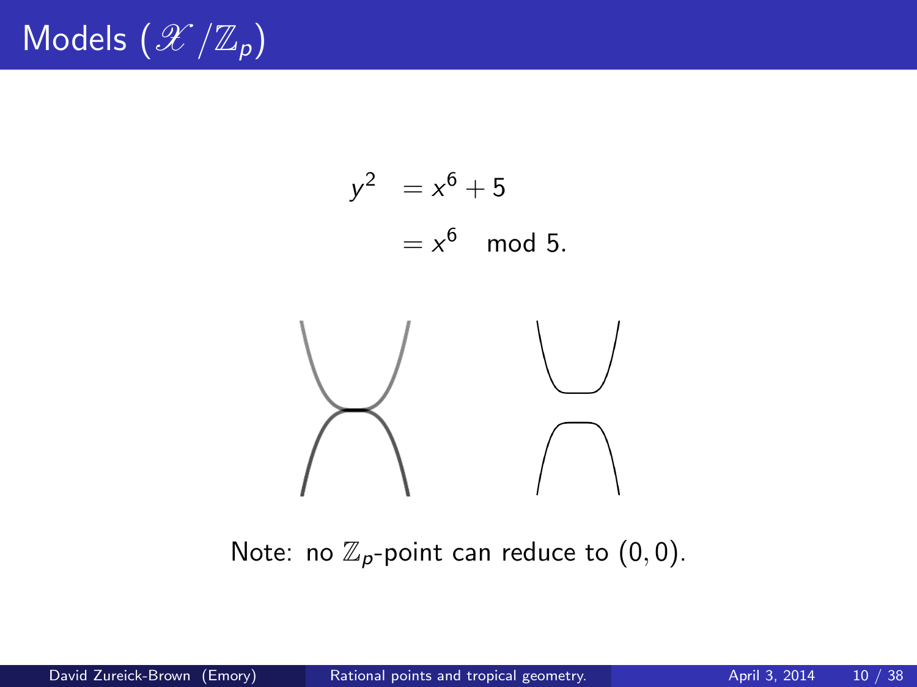# Models ($\mathscr{X}/\mathbb{Z}_p$)

$$
\begin{aligned}
y^2 &= x^6 + 5 \\
&= x^6 \mod 5.
\end{aligned}
$$

Note: no $\mathbb{Z}_p$-point can reduce to $(0, 0)$.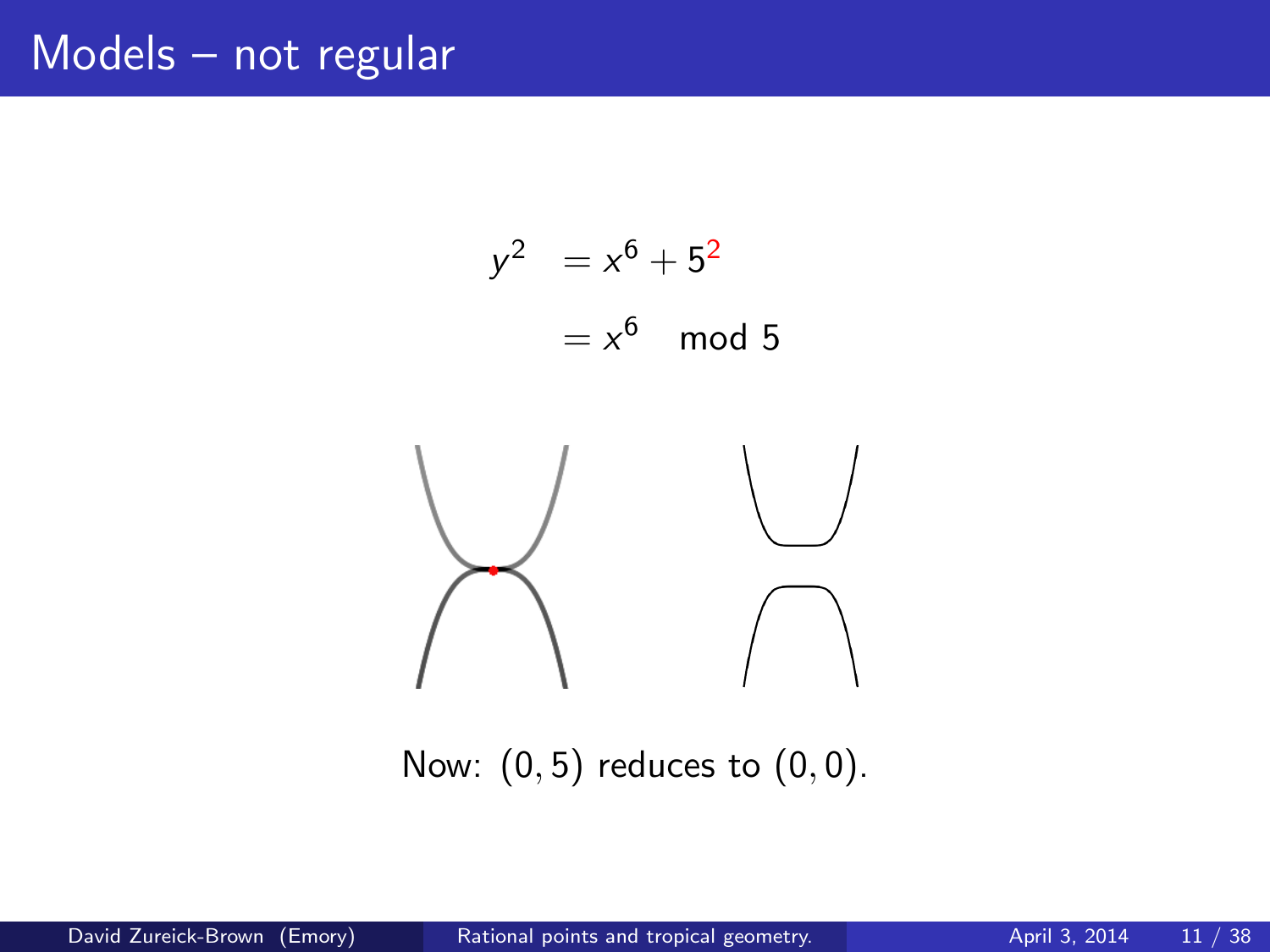# Models – not regular

$$
\begin{aligned}
y^2 &= x^6 + 5^{2} \\
&= x^6 \mod 5
\end{aligned}
$$

Now: $(0,5)$ reduces to $(0,0)$.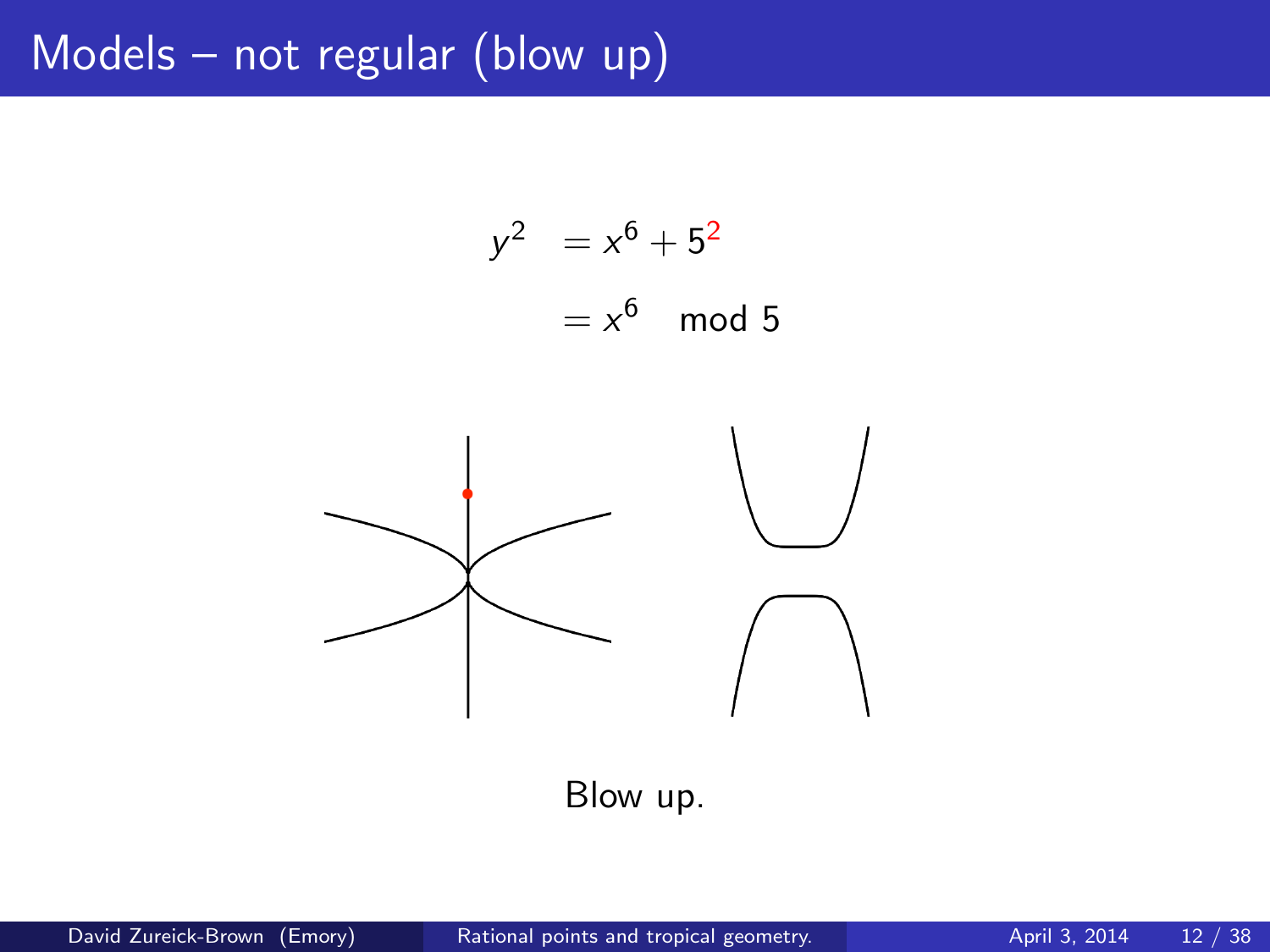# Models – not regular (blow up)

$$
\begin{aligned}
y^2 &= x^6 + 5^2 \\
&= x^6 \mod 5
\end{aligned}
$$

Blow up.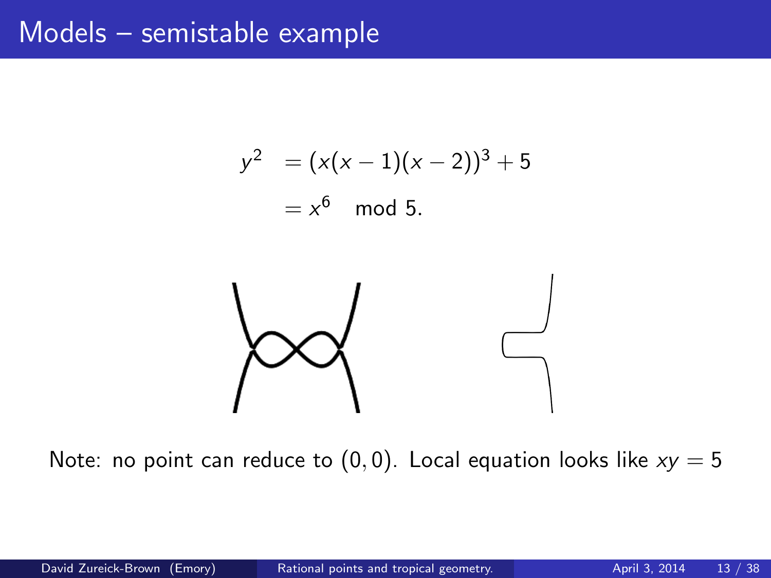# Models – semistable example

$$
\begin{aligned}
y^2 &= (x(x-1)(x-2))^3 + 5 \\
&= x^6 \mod 5.
\end{aligned}
$$

Note: no point can reduce to $(0,0)$. Local equation looks like $xy = 5$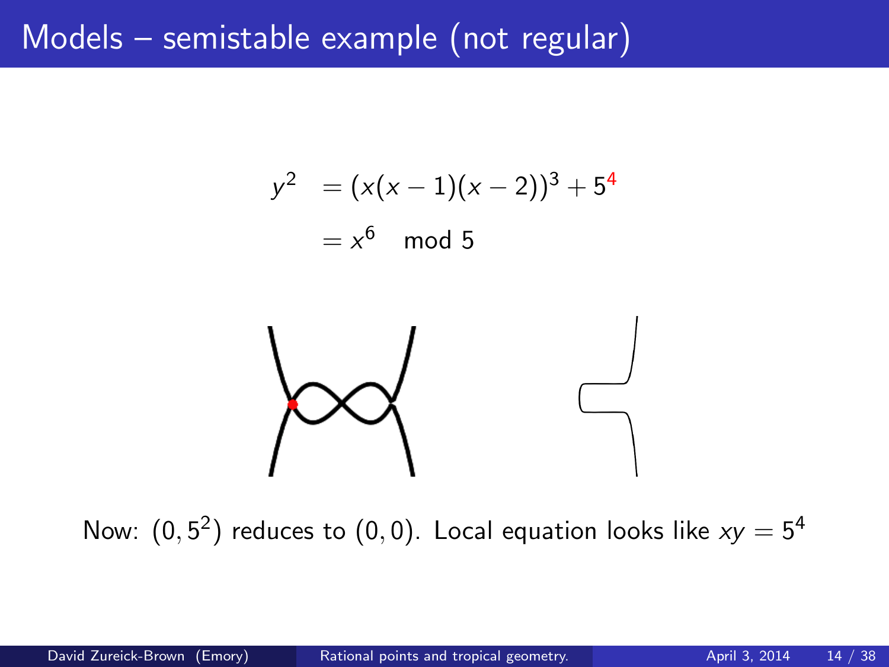# Models – semistable example (not regular)

$$
\begin{aligned}
y^2 &= (x(x-1)(x-2))^3 + 5^4 \\
&= x^6 \mod 5
\end{aligned}
$$

Now: $(0, 5^2)$ reduces to $(0, 0)$. Local equation looks like $xy = 5^4$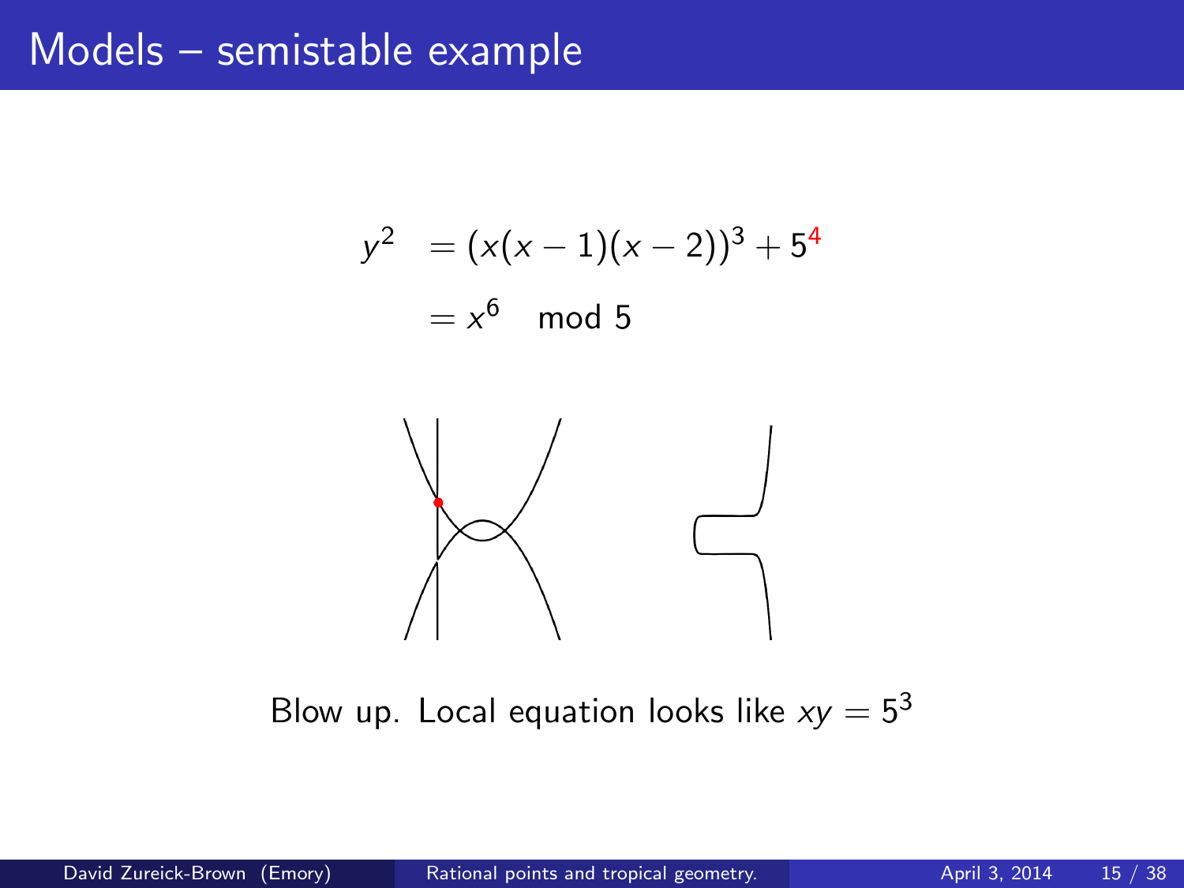# Models – semistable example

$$
\begin{aligned}
y^2 &= (x(x-1)(x-2))^3 + 5^4 \\
&= x^6 \mod 5
\end{aligned}
$$

Blow up. Local equation looks like $xy = 5^3$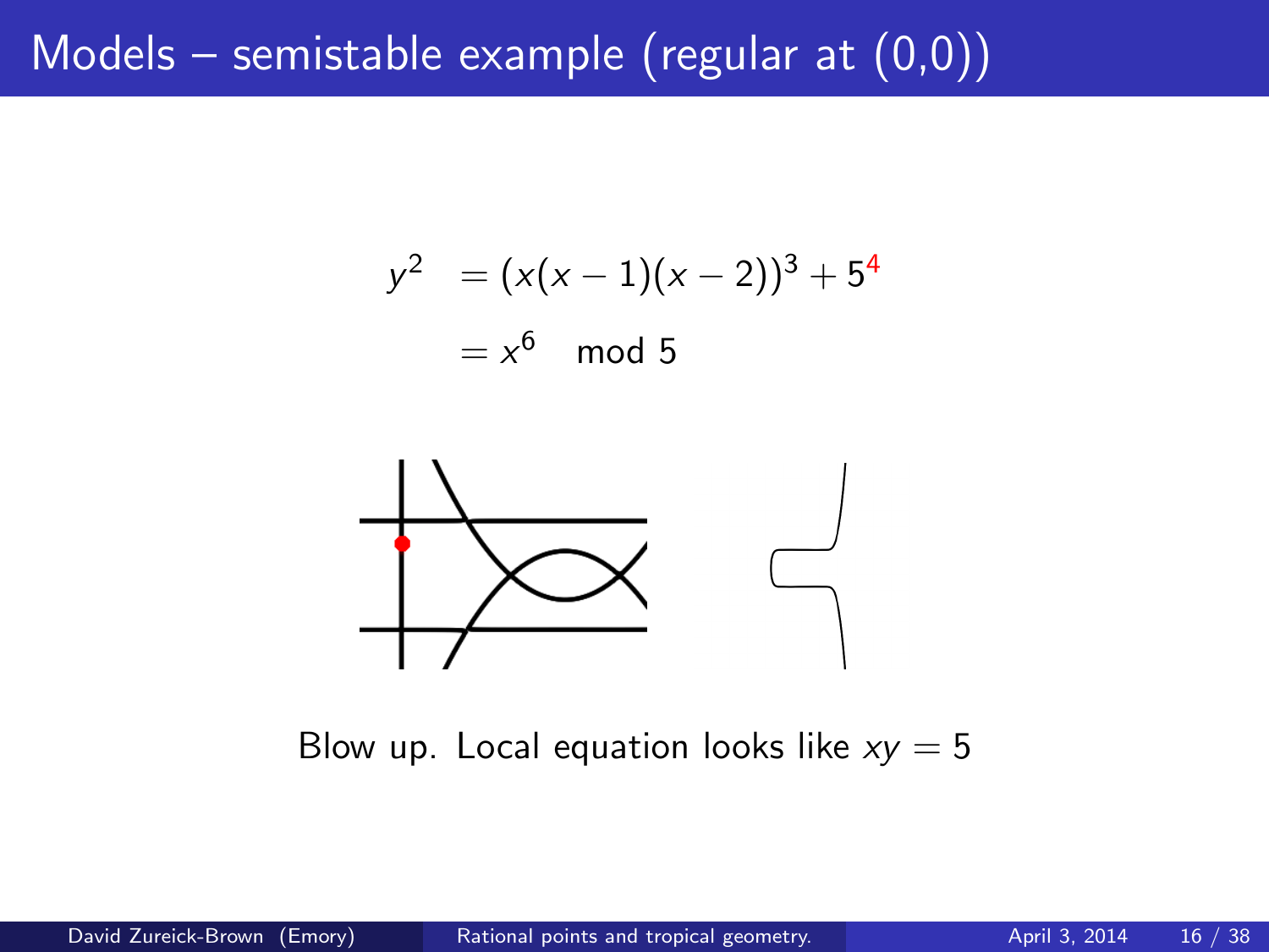# Models – semistable example (regular at (0,0))

$$
\begin{aligned}
y^2 &= (x(x-1)(x-2))^3 + 5^4 \\
&= x^6 \mod 5
\end{aligned}
$$

Blow up. Local equation looks like $xy = 5$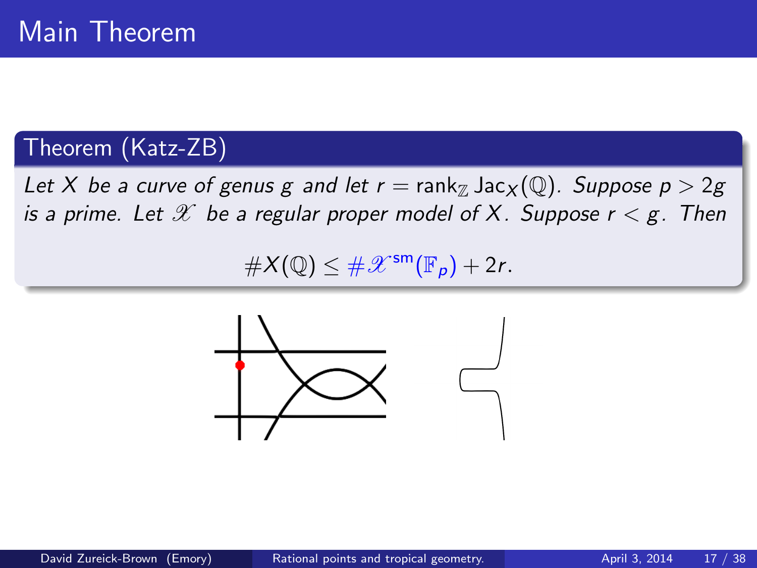# Main Theorem

## Theorem (Katz-ZB)

*Let $X$ be a curve of genus $g$ and let $r = \operatorname{rank}_{\mathbb{Z}} \operatorname{Jac}_X(\mathbb{Q})$. Suppose $p > 2g$ is a prime. Let $\mathscr{X}$ be a regular proper model of $X$. Suppose $r < g$. Then*

$$\#X(\mathbb{Q}) \leq \#\mathscr{X}^{\mathrm{sm}}(\mathbb{F}_p) + 2r.$$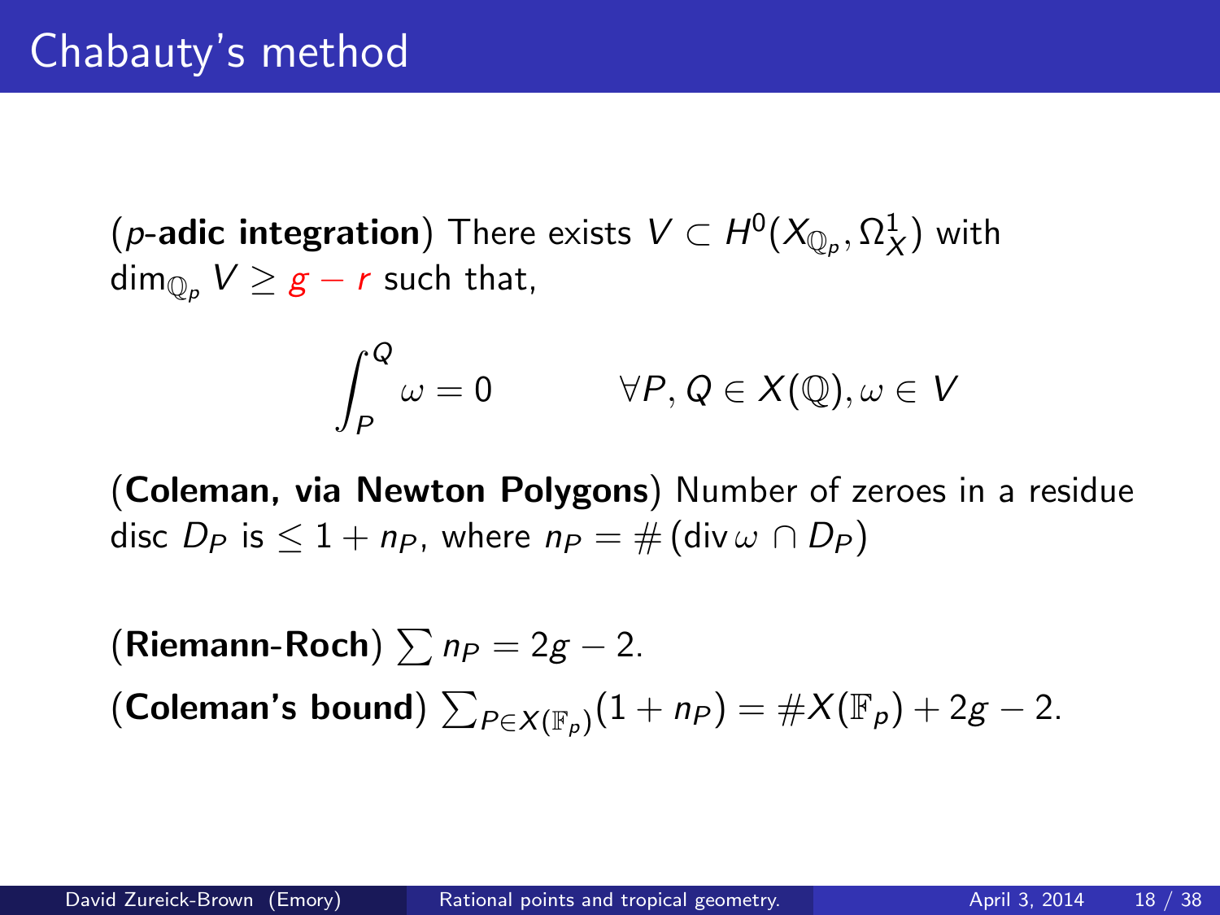# Chabauty's method

(*p*-**adic integration**) There exists $V \subset H^0(X_{\mathbb{Q}_p}, \Omega^1_X)$ with $\dim_{\mathbb{Q}_p} V \geq g - r$ such that,

$$\int_P^Q \omega = 0 \qquad \forall P, Q \in X(\mathbb{Q}), \omega \in V$$

(**Coleman, via Newton Polygons**) Number of zeroes in a residue disc $D_P$ is $\leq 1 + n_P$, where $n_P = \#\left(\operatorname{div} \omega \cap D_P\right)$

(**Riemann-Roch**) $\sum n_P = 2g - 2$.

(**Coleman's bound**) $\sum_{P \in X(\mathbb{F}_p)} (1 + n_P) = \#X(\mathbb{F}_p) + 2g - 2$.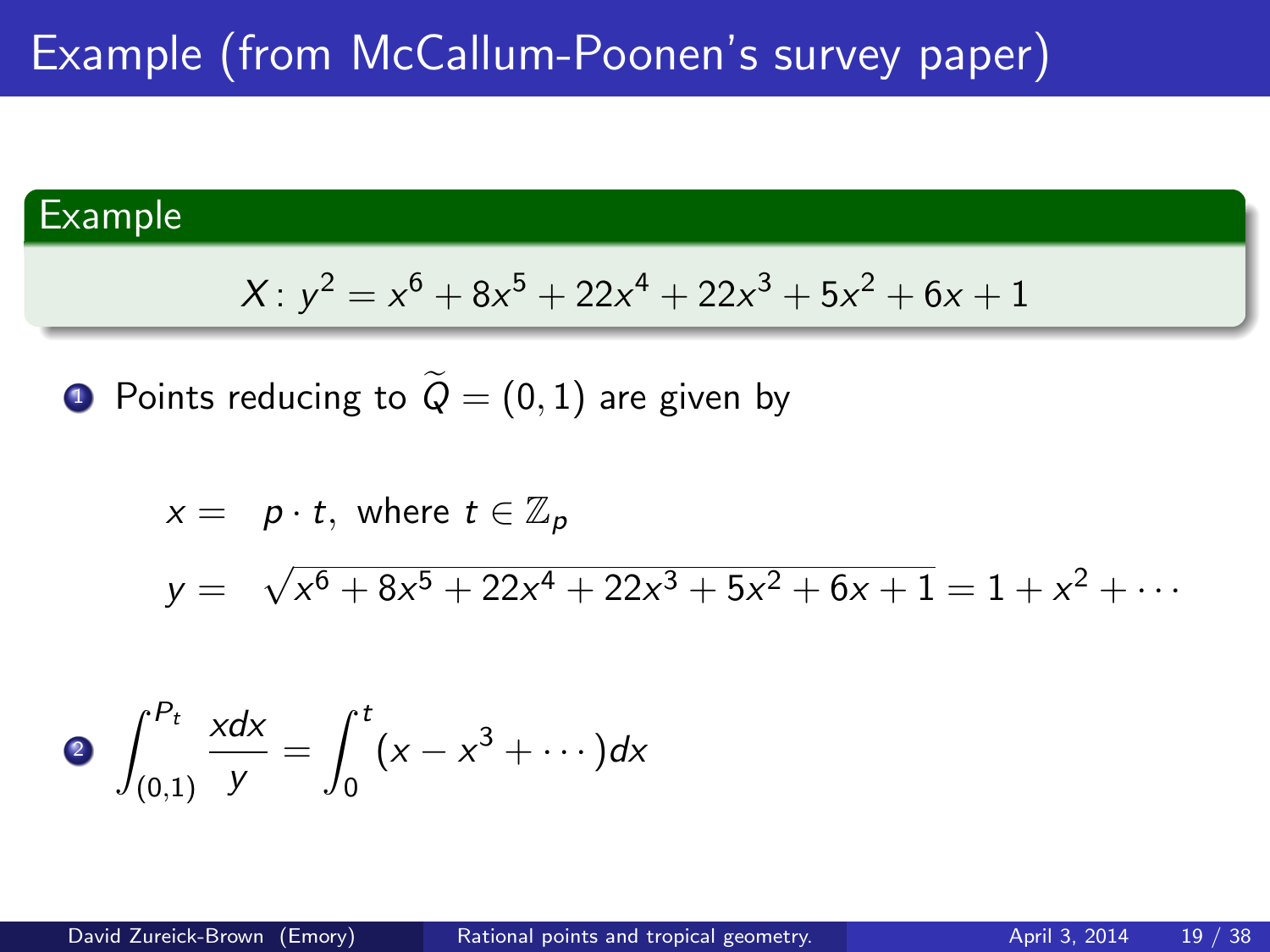# Example (from McCallum-Poonen's survey paper)

**Example**

$$X\colon y^2 = x^6 + 8x^5 + 22x^4 + 22x^3 + 5x^2 + 6x + 1$$

1. Points reducing to $\widetilde{Q} = (0,1)$ are given by

$$x = \ p \cdot t, \text{ where } t \in \mathbb{Z}_p$$

$$y = \ \sqrt{x^6 + 8x^5 + 22x^4 + 22x^3 + 5x^2 + 6x + 1} = 1 + x^2 + \cdots$$

2. $$\int_{(0,1)}^{P_t} \frac{x dx}{y} = \int_0^t (x - x^3 + \cdots) dx$$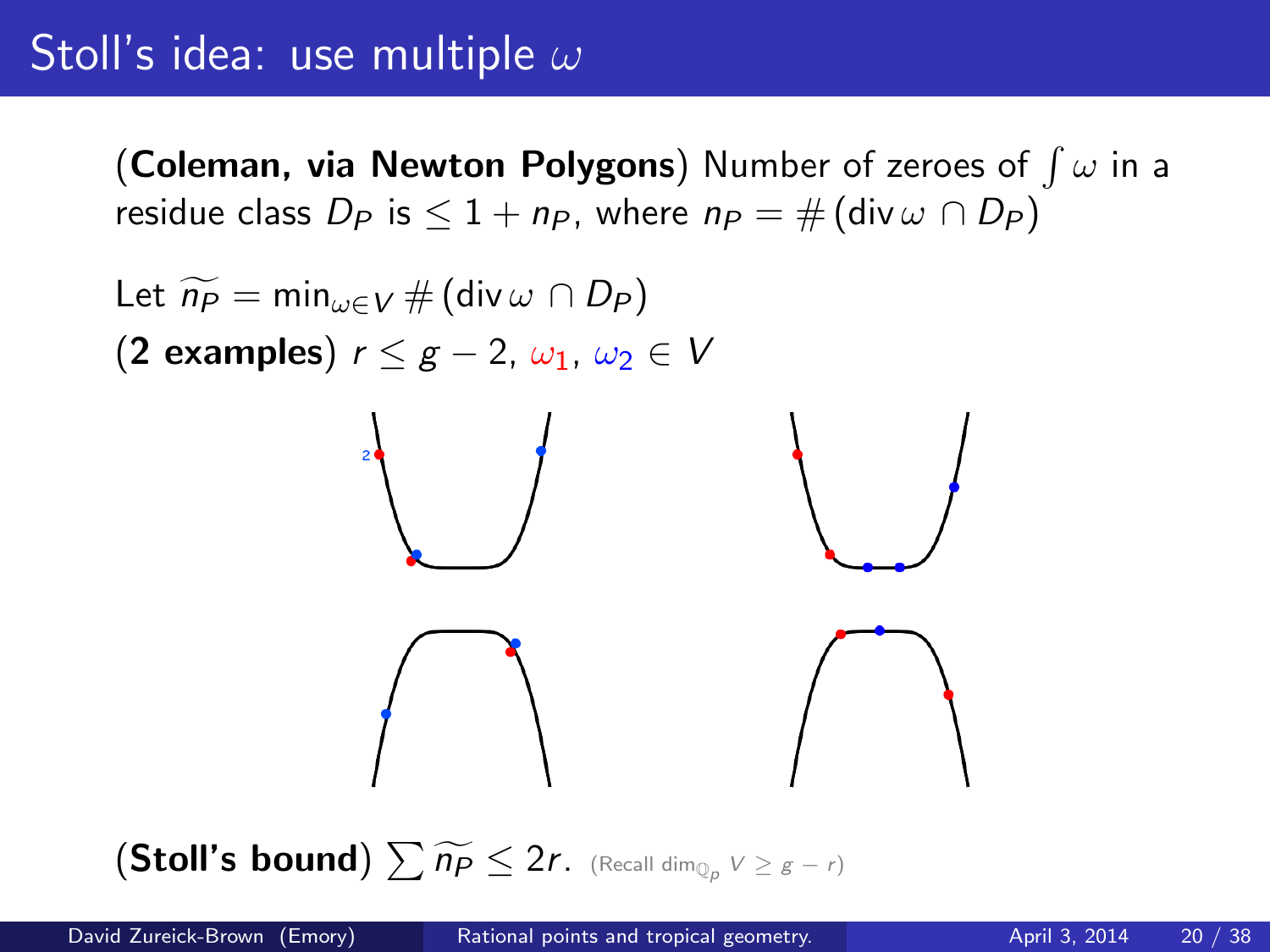# Stoll's idea: use multiple $\omega$

(**Coleman, via Newton Polygons**) Number of zeroes of $\int \omega$ in a residue class $D_P$ is $\leq 1 + n_P$, where $n_P = \#(\operatorname{div} \omega \cap D_P)$

Let $\widetilde{n_P} = \min_{\omega \in V} \#(\operatorname{div} \omega \cap D_P)$

(**2 examples**) $r \leq g - 2$, $\omega_1$, $\omega_2 \in V$

(**Stoll's bound**) $\sum \widetilde{n_P} \leq 2r$. (Recall $\dim_{\mathbb{Q}_p} V \geq g - r$)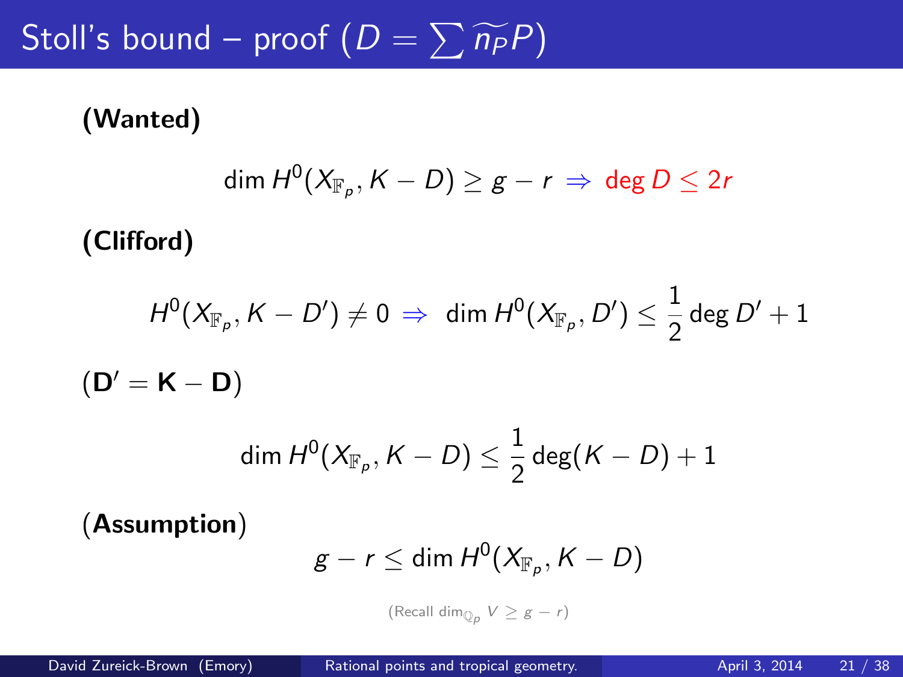# Stoll's bound – proof ($D = \sum \widetilde{n_P} P$)

**(Wanted)**

$$\dim H^0(X_{\mathbb{F}_p}, K - D) \geq g - r \Rightarrow \deg D \leq 2r$$

**(Clifford)**

$$H^0(X_{\mathbb{F}_p}, K - D') \neq 0 \Rightarrow \dim H^0(X_{\mathbb{F}_p}, D') \leq \frac{1}{2}\deg D' + 1$$

**($\mathbf{D' = K - D}$)**

$$\dim H^0(X_{\mathbb{F}_p}, K - D) \leq \frac{1}{2}\deg(K - D) + 1$$

(**Assumption**)

$$g - r \leq \dim H^0(X_{\mathbb{F}_p}, K - D)$$

(Recall $\dim_{\mathbb{Q}_p} V \geq g - r$)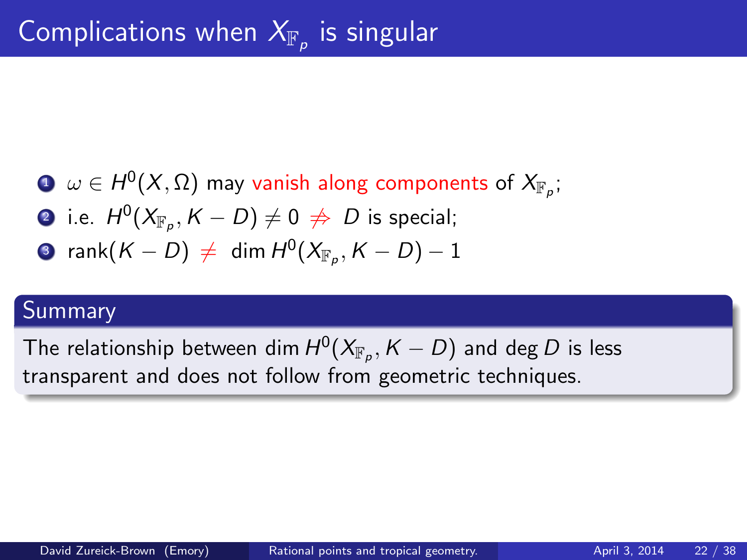# Complications when $X_{\mathbb{F}_p}$ is singular

1. $\omega \in H^0(X, \Omega)$ may vanish along components of $X_{\mathbb{F}_p}$;
2. i.e. $H^0(X_{\mathbb{F}_p}, K - D) \neq 0 \not\Rightarrow D$ is special;
3. $\text{rank}(K - D) \neq \dim H^0(X_{\mathbb{F}_p}, K - D) - 1$

**Summary**

The relationship between $\dim H^0(X_{\mathbb{F}_p}, K - D)$ and $\deg D$ is less transparent and does not follow from geometric techniques.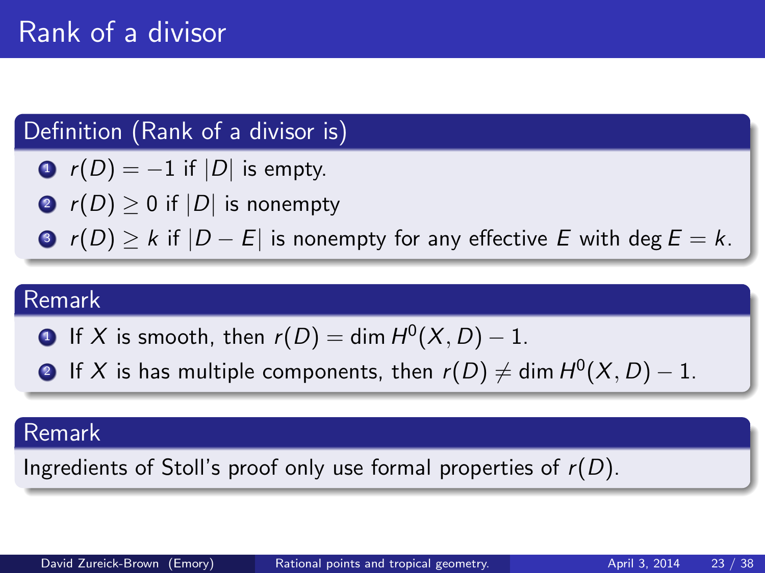# Rank of a divisor

**Definition (Rank of a divisor is)**

1. $r(D) = -1$ if $|D|$ is empty.
2. $r(D) \geq 0$ if $|D|$ is nonempty
3. $r(D) \geq k$ if $|D - E|$ is nonempty for any effective $E$ with $\deg E = k$.

**Remark**

1. If $X$ is smooth, then $r(D) = \dim H^0(X, D) - 1$.
2. If $X$ is has multiple components, then $r(D) \neq \dim H^0(X, D) - 1$.

**Remark**

Ingredients of Stoll's proof only use formal properties of $r(D)$.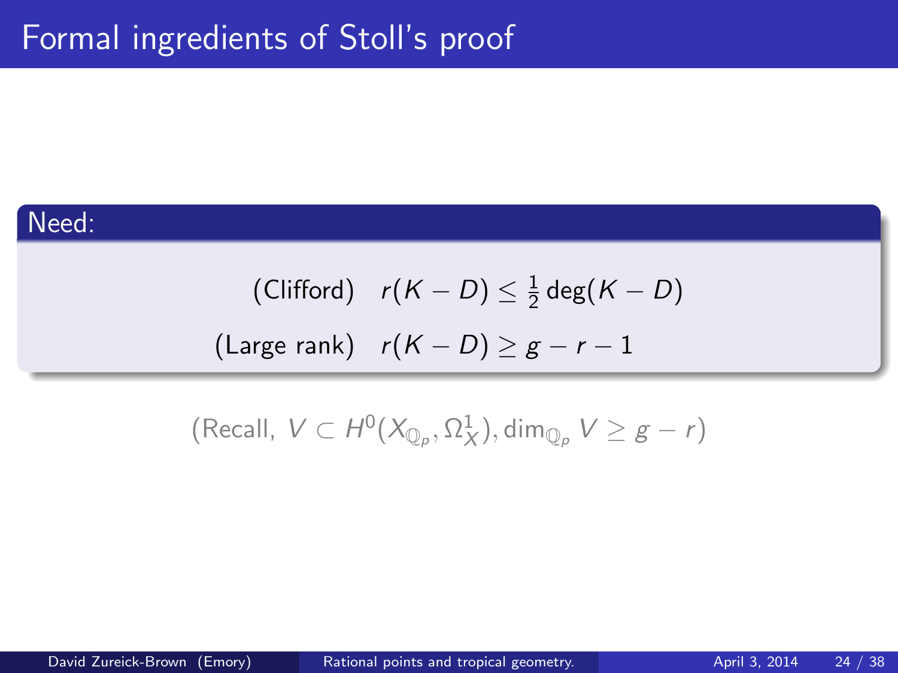# Formal ingredients of Stoll's proof

**Need:**

$$\text{(Clifford)} \quad r(K - D) \leq \frac{1}{2}\deg(K - D)$$

$$\text{(Large rank)} \quad r(K - D) \geq g - r - 1$$

(Recall, $V \subset H^0(X_{\mathbb{Q}_p}, \Omega^1_X), \dim_{\mathbb{Q}_p} V \geq g - r$)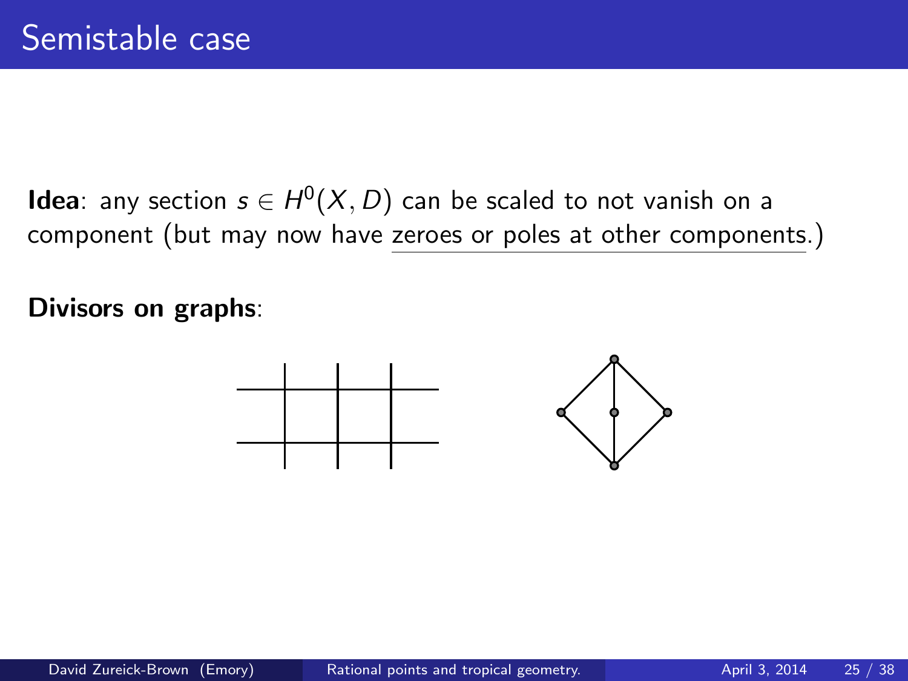# Semistable case

**Idea**: any section $s \in H^0(X, D)$ can be scaled to not vanish on a component (but may now have zeroes or poles at other components.)

**Divisors on graphs**: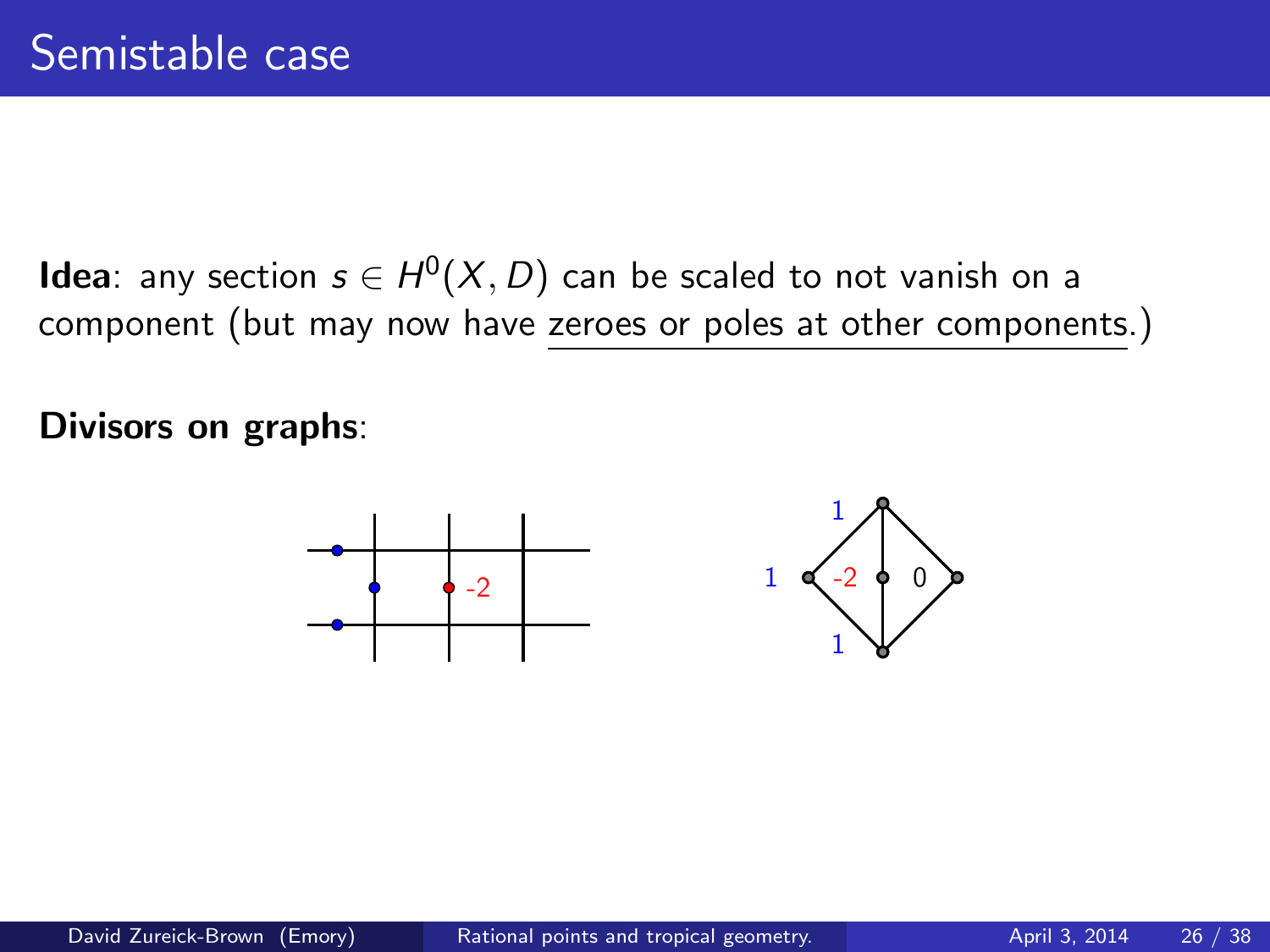# Semistable case

**Idea**: any section $s \in H^0(X, D)$ can be scaled to not vanish on a component (but may now have zeroes or poles at other components.)

**Divisors on graphs**: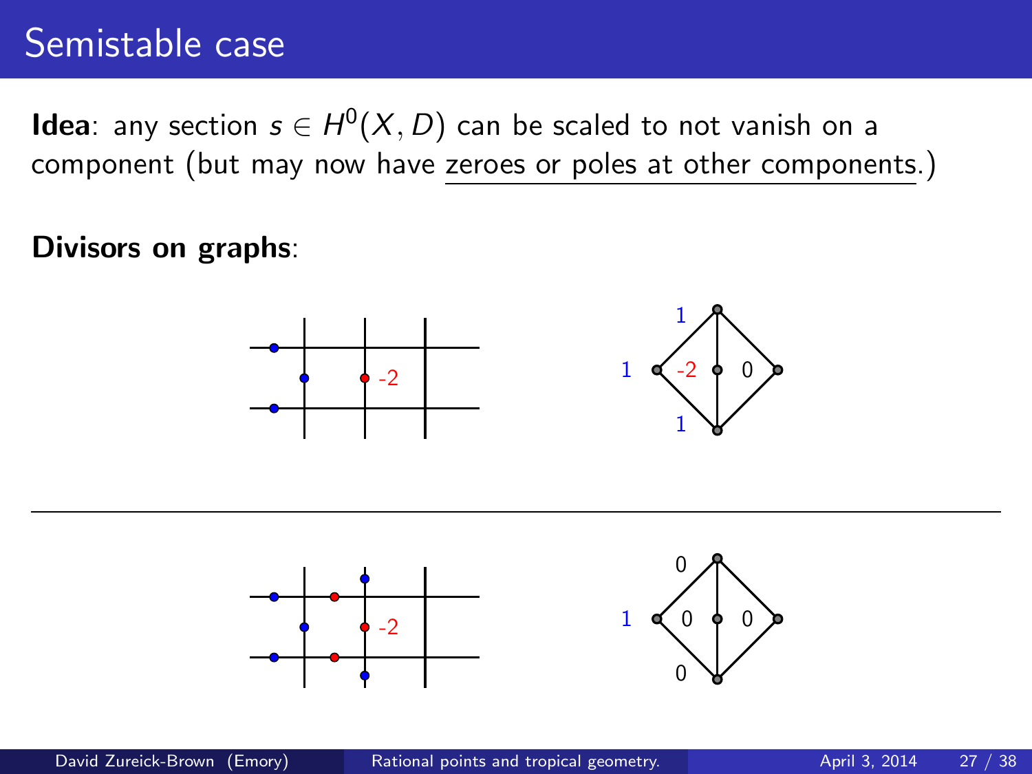# Semistable case

**Idea**: any section $s \in H^0(X, D)$ can be scaled to not vanish on a component (but may now have zeroes or poles at other components.)

**Divisors on graphs**:

1 -2 0
1
1

---

-2
0
1 0 0
0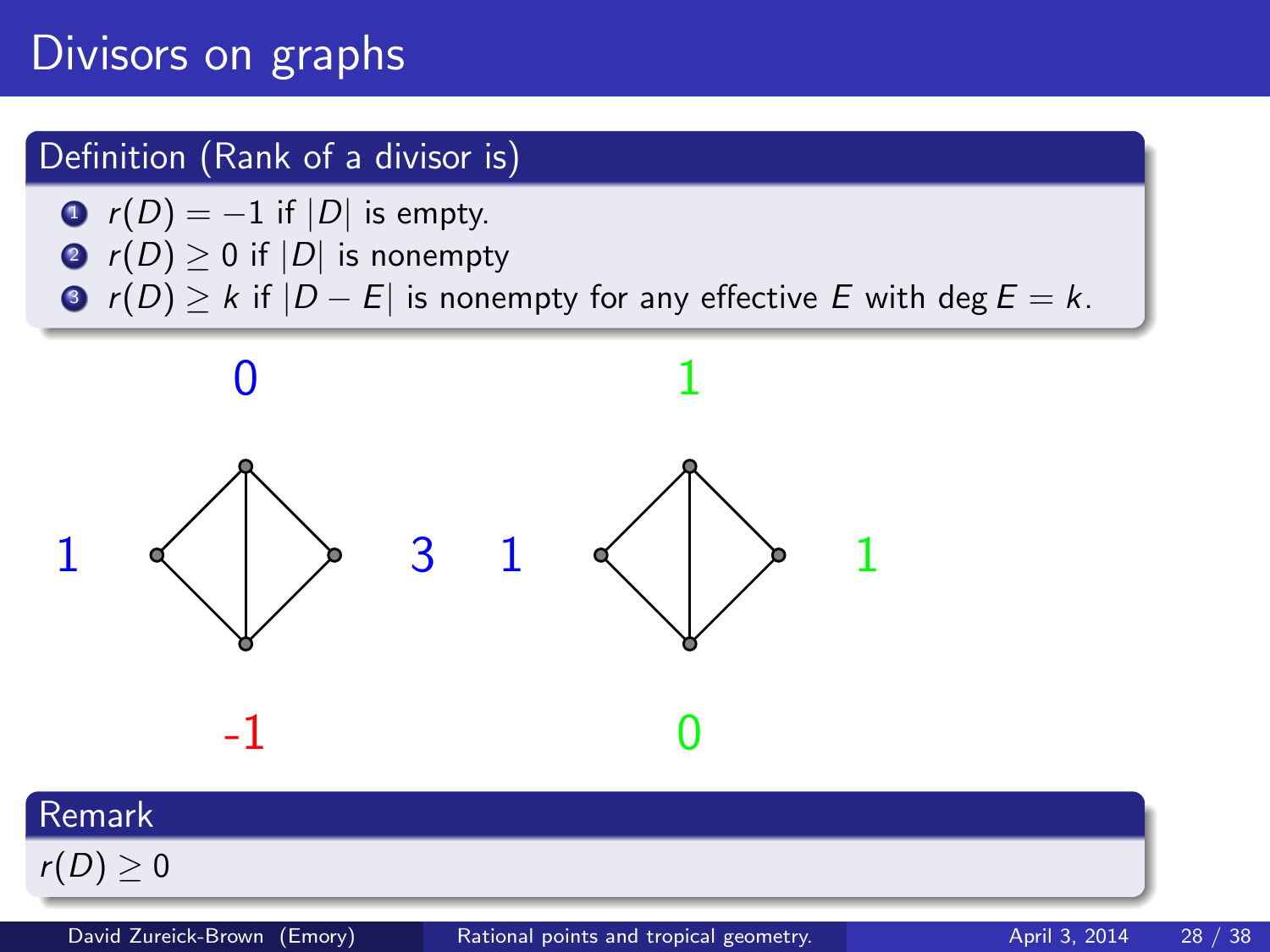# Divisors on graphs

**Definition (Rank of a divisor is)**

1. $r(D) = -1$ if $|D|$ is empty.
2. $r(D) \geq 0$ if $|D|$ is nonempty
3. $r(D) \geq k$ if $|D - E|$ is nonempty for any effective $E$ with $\deg E = k$.

0

1 3 1 1

-1 0

1

**Remark**

$r(D) \geq 0$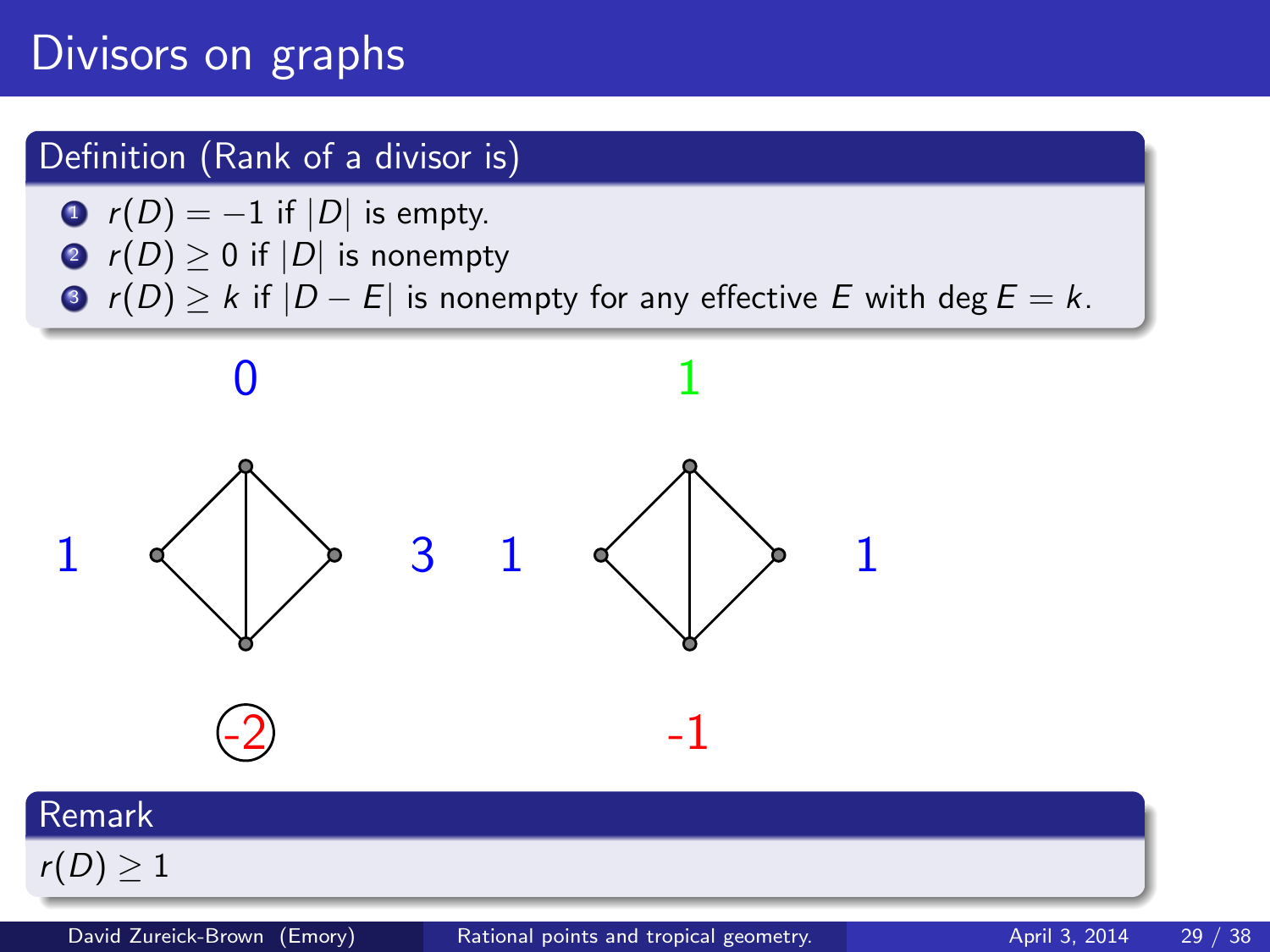# Divisors on graphs

**Definition (Rank of a divisor is)**

1. $r(D) = -1$ if $|D|$ is empty.
2. $r(D) \geq 0$ if $|D|$ is nonempty
3. $r(D) \geq k$ if $|D - E|$ is nonempty for any effective $E$ with $\deg E = k$.

0

1 3

-2

1

1 1

-1

**Remark**

$r(D) \geq 1$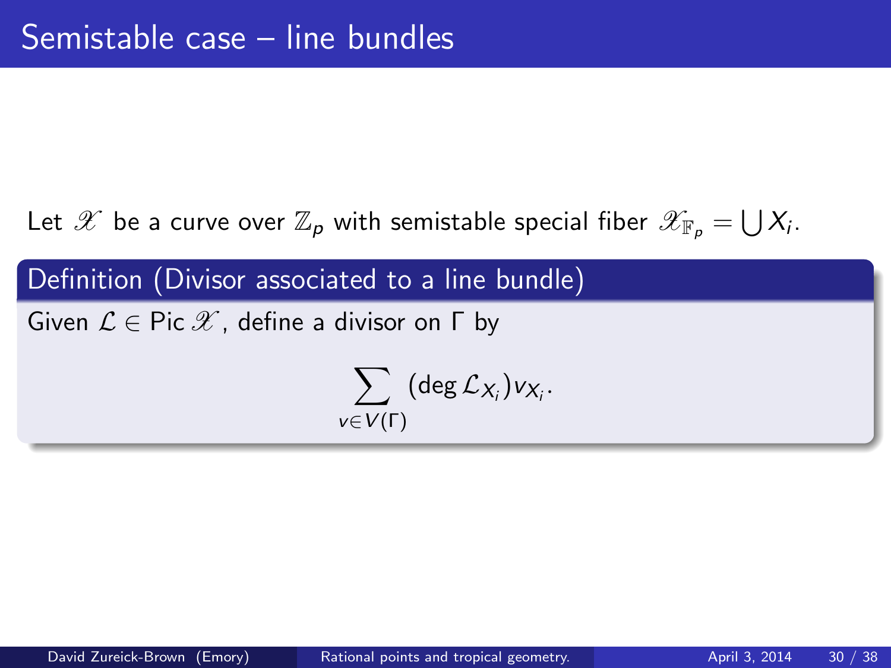# Semistable case – line bundles

Let $\mathscr{X}$ be a curve over $\mathbb{Z}_p$ with semistable special fiber $\mathscr{X}_{\mathbb{F}_p} = \bigcup X_i$.

**Definition (Divisor associated to a line bundle)**

Given $\mathcal{L} \in \operatorname{Pic} \mathscr{X}$, define a divisor on $\Gamma$ by

$$\sum_{v \in V(\Gamma)} (\deg \mathcal{L}_{X_i}) v_{X_i}.$$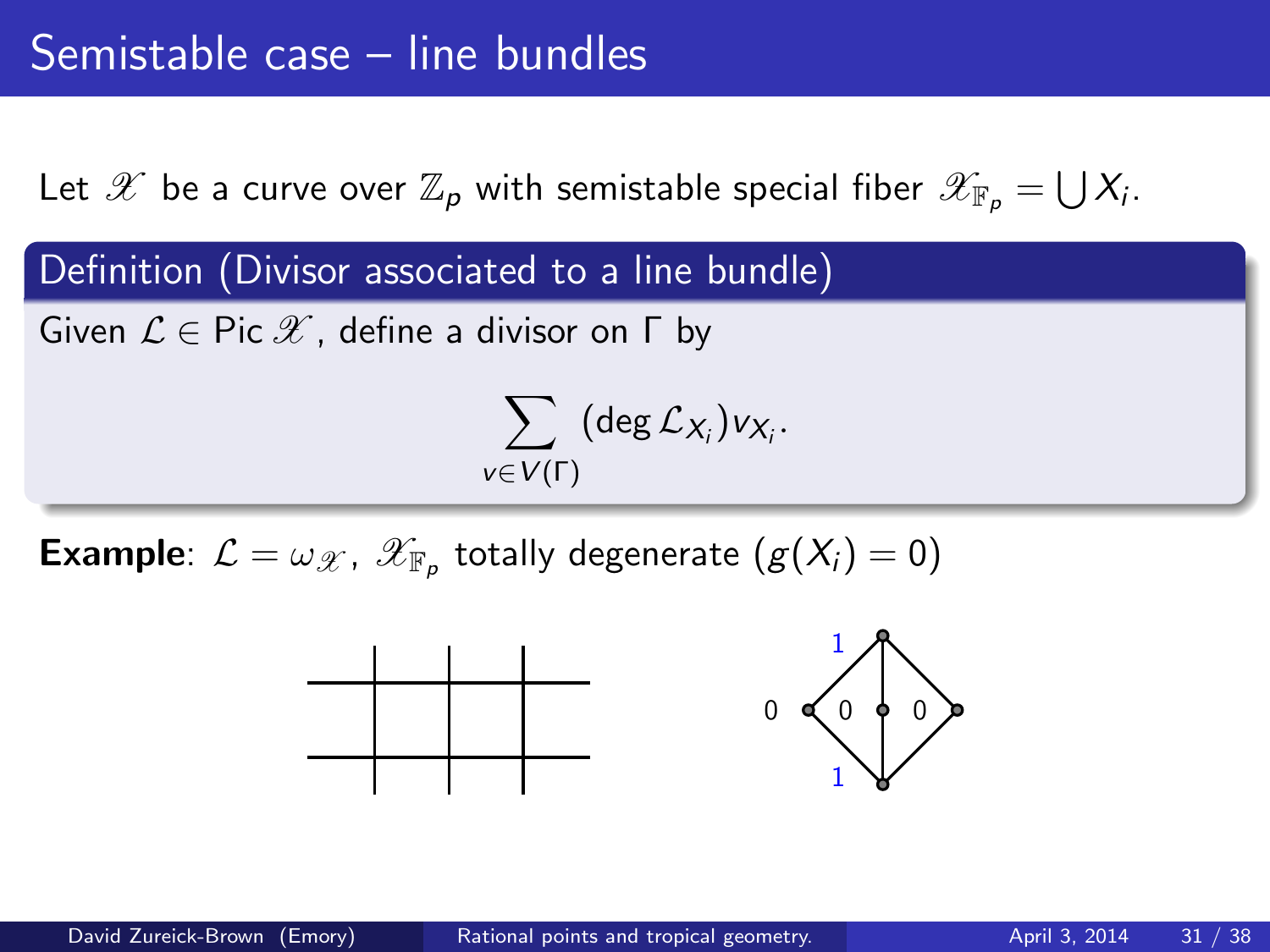# Semistable case – line bundles

Let $\mathscr{X}$ be a curve over $\mathbb{Z}_p$ with semistable special fiber $\mathscr{X}_{\mathbb{F}_p} = \bigcup X_i$.

**Definition (Divisor associated to a line bundle)**

Given $\mathcal{L} \in \operatorname{Pic} \mathscr{X}$, define a divisor on $\Gamma$ by

$$\sum_{v \in V(\Gamma)} (\deg \mathcal{L}_{X_i}) v_{X_i}.$$

**Example**: $\mathcal{L} = \omega_{\mathscr{X}}$, $\mathscr{X}_{\mathbb{F}_p}$ totally degenerate ($g(X_i) = 0$)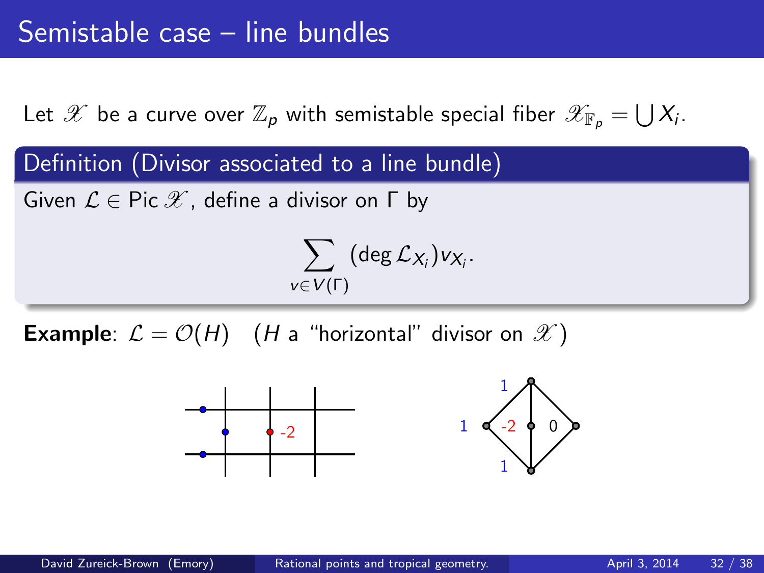# Semistable case – line bundles

Let $\mathscr{X}$ be a curve over $\mathbb{Z}_p$ with semistable special fiber $\mathscr{X}_{\mathbb{F}_p} = \bigcup X_i$.

**Definition (Divisor associated to a line bundle)**

Given $\mathcal{L} \in \operatorname{Pic} \mathscr{X}$, define a divisor on $\Gamma$ by

$$\sum_{v \in V(\Gamma)} (\deg \mathcal{L}_{X_i}) v_{X_i}.$$

**Example**: $\mathcal{L} = \mathcal{O}(H)$ ($H$ a "horizontal" divisor on $\mathscr{X}$)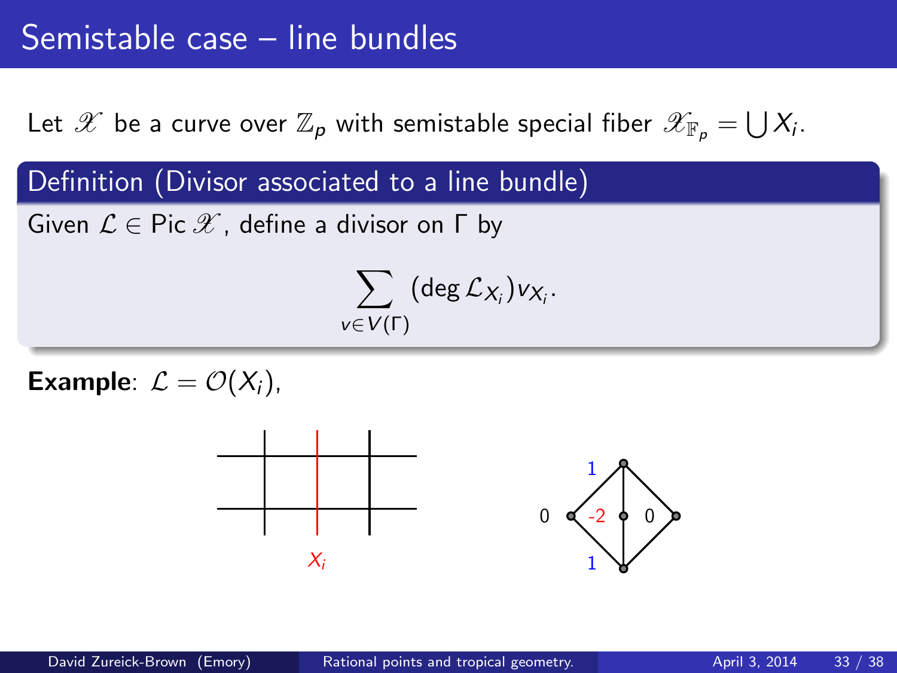# Semistable case – line bundles

Let $\mathscr{X}$ be a curve over $\mathbb{Z}_p$ with semistable special fiber $\mathscr{X}_{\mathbb{F}_p} = \bigcup X_i$.

## Definition (Divisor associated to a line bundle)

Given $\mathcal{L} \in \operatorname{Pic} \mathscr{X}$, define a divisor on $\Gamma$ by

$$\sum_{v \in V(\Gamma)} (\deg \mathcal{L}_{X_i}) v_{X_i}.$$

**Example**: $\mathcal{L} = \mathcal{O}(X_i)$,

$X_i$

1

0 -2 0

1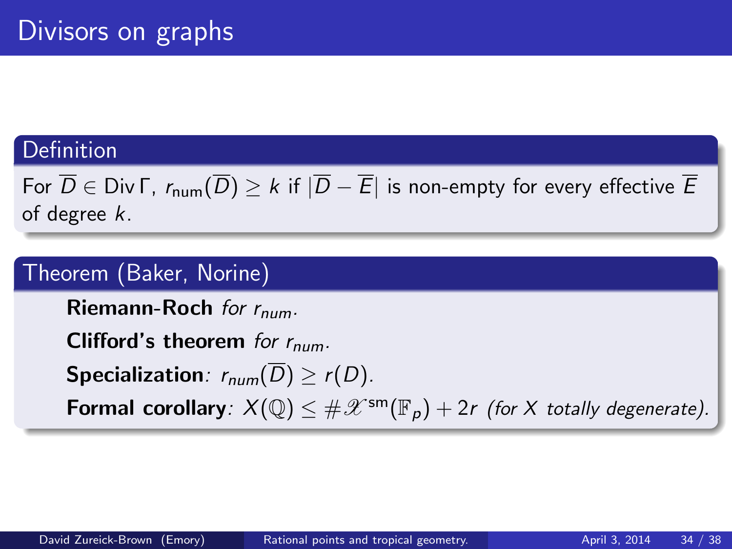# Divisors on graphs

**Definition**

For $\overline{D} \in \operatorname{Div} \Gamma$, $r_{\text{num}}(\overline{D}) \geq k$ if $|\overline{D} - \overline{E}|$ is non-empty for every effective $\overline{E}$ of degree $k$.

**Theorem (Baker, Norine)**

- **Riemann-Roch** *for $r_{num}$.*
- **Clifford's theorem** *for $r_{num}$.*
- **Specialization**: $r_{num}(\overline{D}) \geq r(D)$.
- **Formal corollary**: $X(\mathbb{Q}) \leq \#\mathscr{X}^{\text{sm}}(\mathbb{F}_p) + 2r$ *(for $X$ totally degenerate).*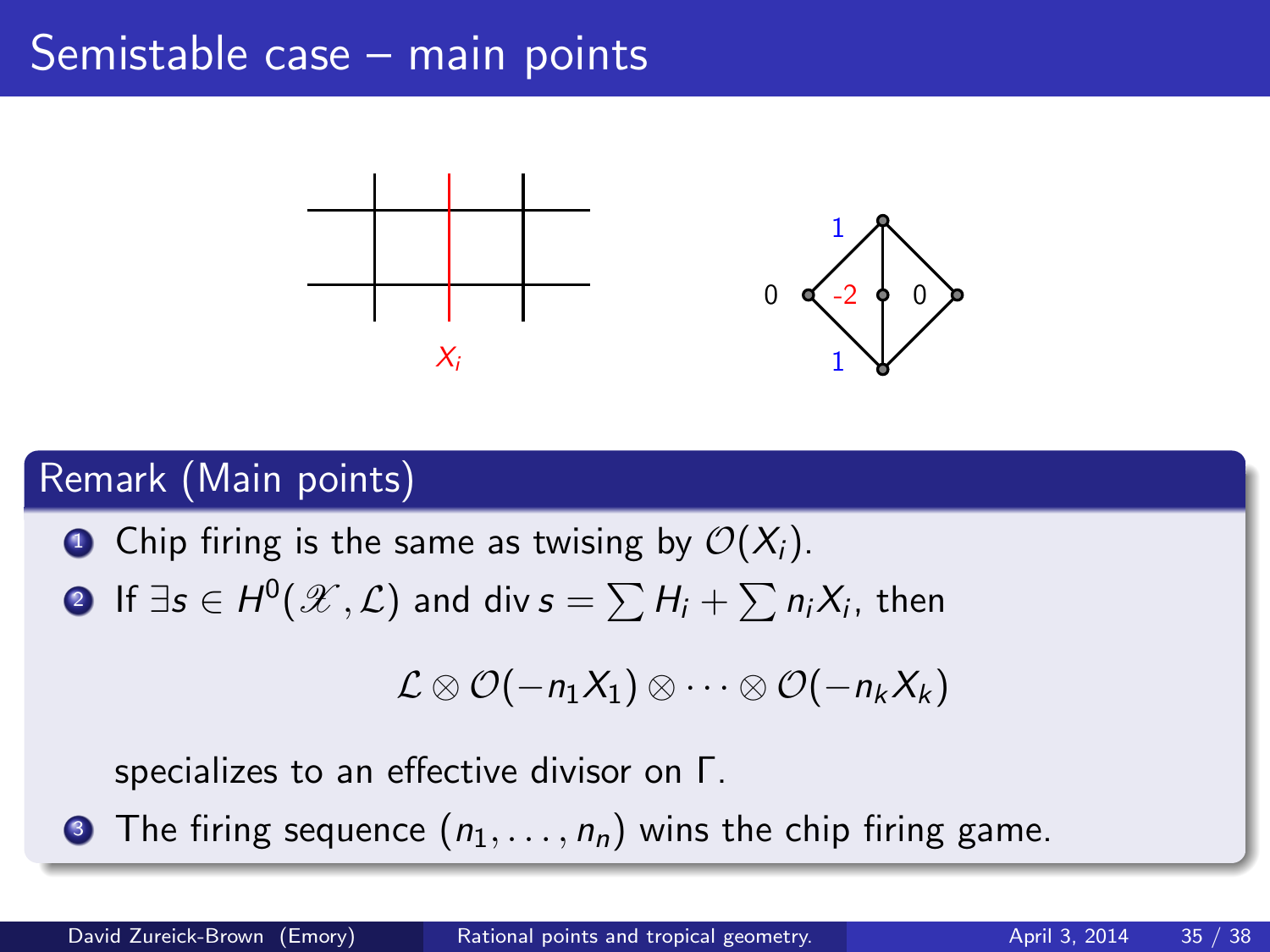# Semistable case – main points

$X_i$

## Remark (Main points)

1. Chip firing is the same as twising by $\mathcal{O}(X_i)$.
2. If $\exists s \in H^0(\mathscr{X}, \mathcal{L})$ and $\operatorname{div} s = \sum H_i + \sum n_i X_i$, then

$$\mathcal{L} \otimes \mathcal{O}(-n_1 X_1) \otimes \cdots \otimes \mathcal{O}(-n_k X_k)$$

   specializes to an effective divisor on $\Gamma$.
3. The firing sequence $(n_1, \ldots, n_n)$ wins the chip firing game.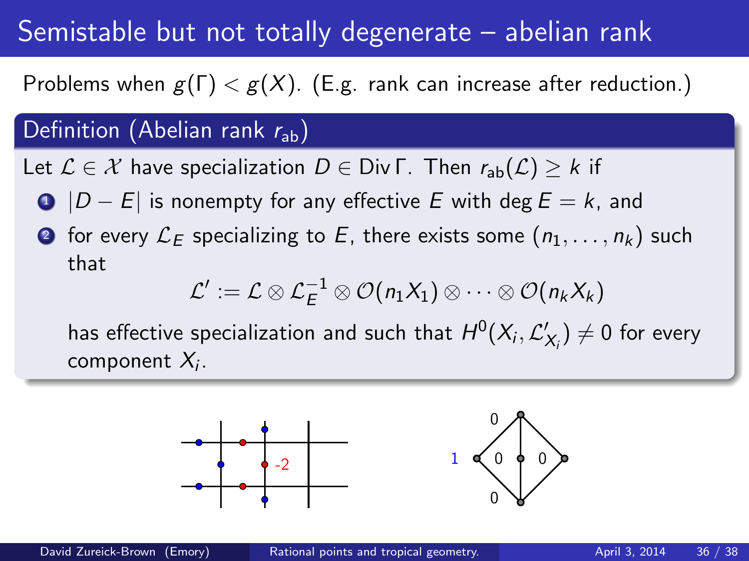# Semistable but not totally degenerate – abelian rank

Problems when $g(\Gamma) < g(X)$. (E.g. rank can increase after reduction.)

## Definition (Abelian rank $r_{\text{ab}}$)

Let $\mathcal{L} \in \mathcal{X}$ have specialization $D \in \operatorname{Div} \Gamma$. Then $r_{\text{ab}}(\mathcal{L}) \geq k$ if

1. $|D - E|$ is nonempty for any effective $E$ with $\deg E = k$, and
2. for every $\mathcal{L}_E$ specializing to $E$, there exists some $(n_1, \ldots, n_k)$ such that
$$\mathcal{L}' := \mathcal{L} \otimes \mathcal{L}_E^{-1} \otimes \mathcal{O}(n_1 X_1) \otimes \cdots \otimes \mathcal{O}(n_k X_k)$$
has effective specialization and such that $H^0(X_i, \mathcal{L}'_{X_i}) \neq 0$ for every component $X_i$.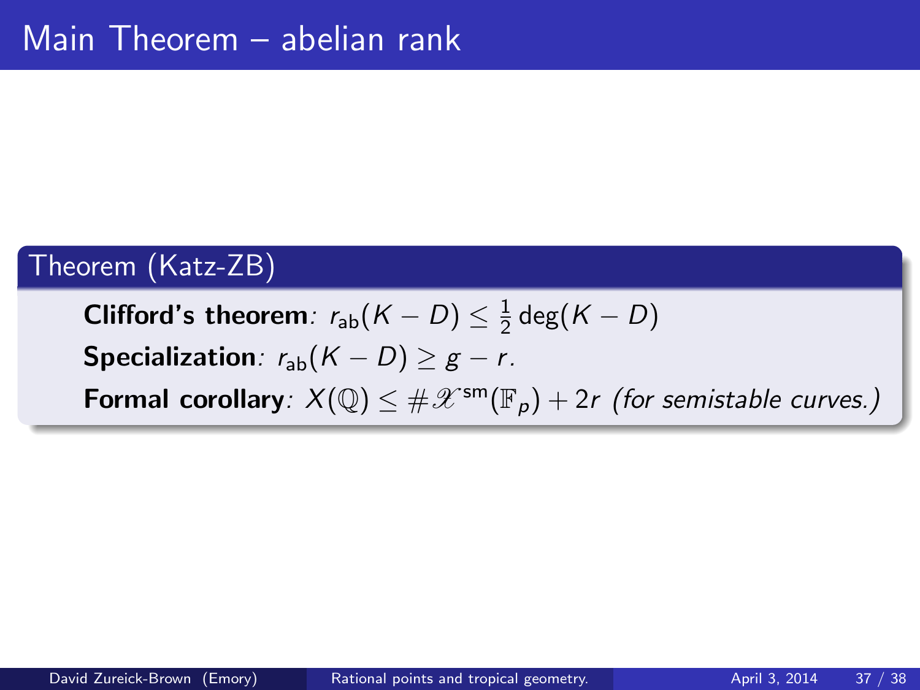# Main Theorem – abelian rank

**Theorem (Katz-ZB)**

**Clifford's theorem**: $r_{\mathrm{ab}}(K - D) \leq \frac{1}{2}\deg(K - D)$

**Specialization**: $r_{\mathrm{ab}}(K - D) \geq g - r$.

**Formal corollary**: $X(\mathbb{Q}) \leq \#\mathscr{X}^{\mathrm{sm}}(\mathbb{F}_p) + 2r$ *(for semistable curves.)*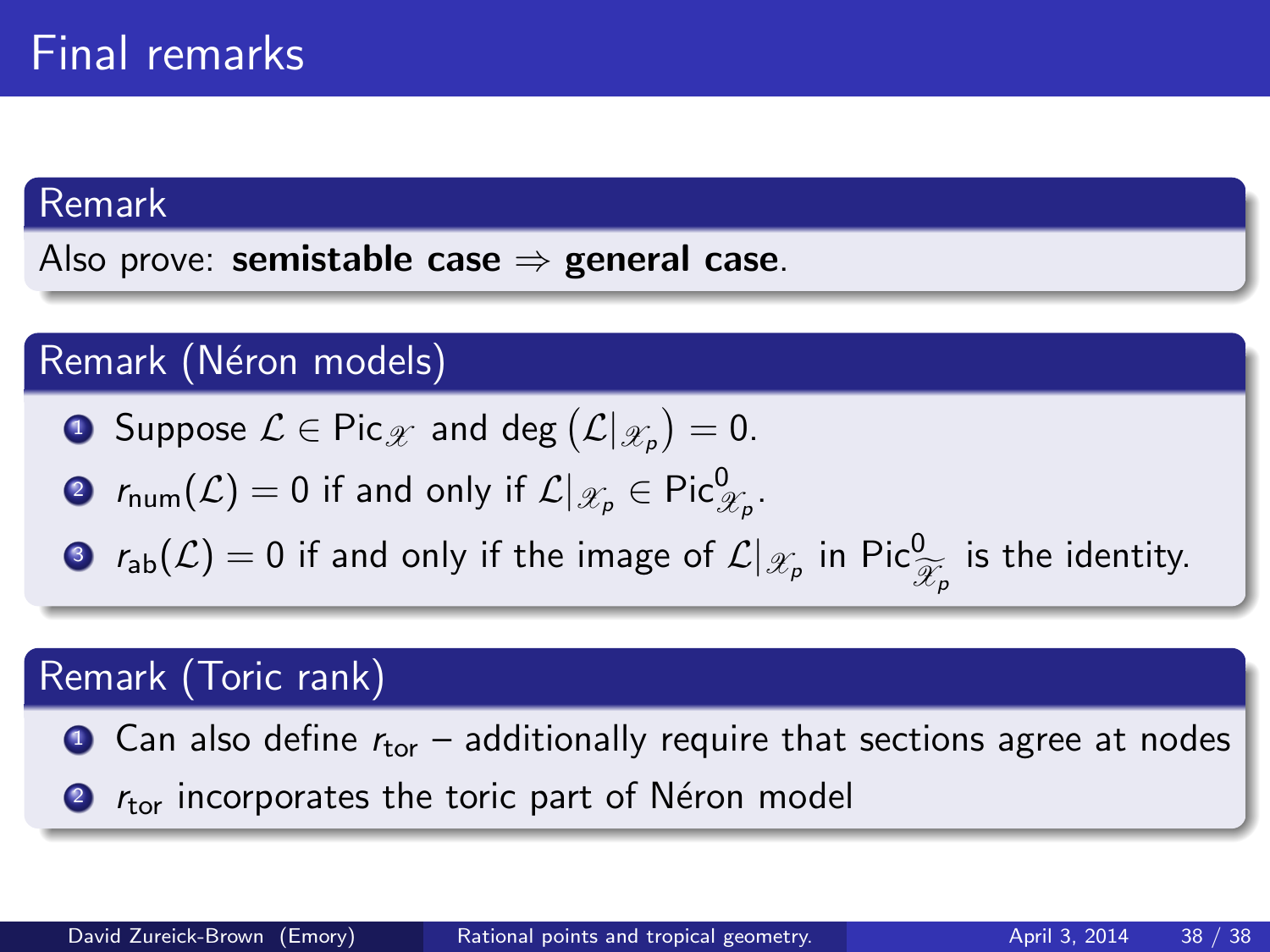# Final remarks

### Remark

Also prove: **semistable case** $\Rightarrow$ **general case**.

### Remark (Néron models)

1. Suppose $\mathcal{L} \in \operatorname{Pic}_{\mathscr{X}}$ and $\deg\left(\mathcal{L}|_{\mathscr{X}_p}\right) = 0$.
2. $r_{\mathrm{num}}(\mathcal{L}) = 0$ if and only if $\mathcal{L}|_{\mathscr{X}_p} \in \operatorname{Pic}^0_{\mathscr{X}_p}$.
3. $r_{\mathrm{ab}}(\mathcal{L}) = 0$ if and only if the image of $\mathcal{L}|_{\mathscr{X}_p}$ in $\operatorname{Pic}^0_{\widetilde{\mathscr{X}_p}}$ is the identity.

### Remark (Toric rank)

1. Can also define $r_{\mathrm{tor}}$ – additionally require that sections agree at nodes
2. $r_{\mathrm{tor}}$ incorporates the toric part of Néron model